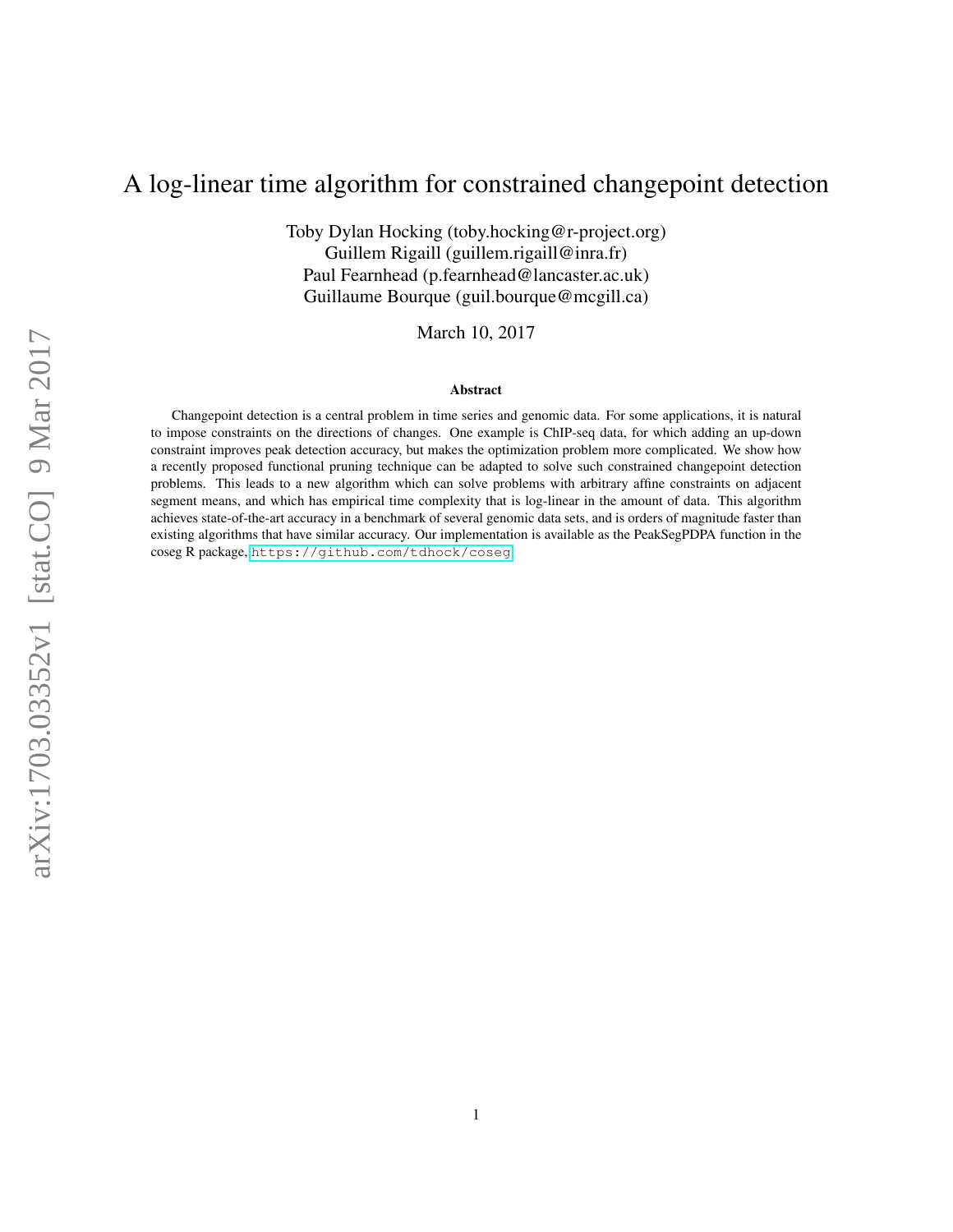# A log-linear time algorithm for constrained changepoint detection

Toby Dylan Hocking (toby.hocking@r-project.org)
Guillem Rigaill (guillem.rigaill@inra.fr)
Paul Fearnhead (p.fearnhead@lancaster.ac.uk)
Guillaume Bourque (guil.bourque@mcgill.ca)

March 10, 2017

### Abstract

Changepoint detection is a central problem in time series and genomic data. For some applications, it is natural to impose constraints on the directions of changes. One example is ChIP-seq data, for which adding an up-down constraint improves peak detection accuracy, but makes the optimization problem more complicated. We show how a recently proposed functional pruning technique can be adapted to solve such constrained changepoint detection problems. This leads to a new algorithm which can solve problems with arbitrary affine constraints on adjacent segment means, and which has empirical time complexity that is log-linear in the amount of data. This algorithm achieves state-of-the-art accuracy in a benchmark of several genomic data sets, and is orders of magnitude faster than existing algorithms that have similar accuracy. Our implementation is available as the PeakSegPDPA function in the coseg R package, https://github.com/tdhock/coseg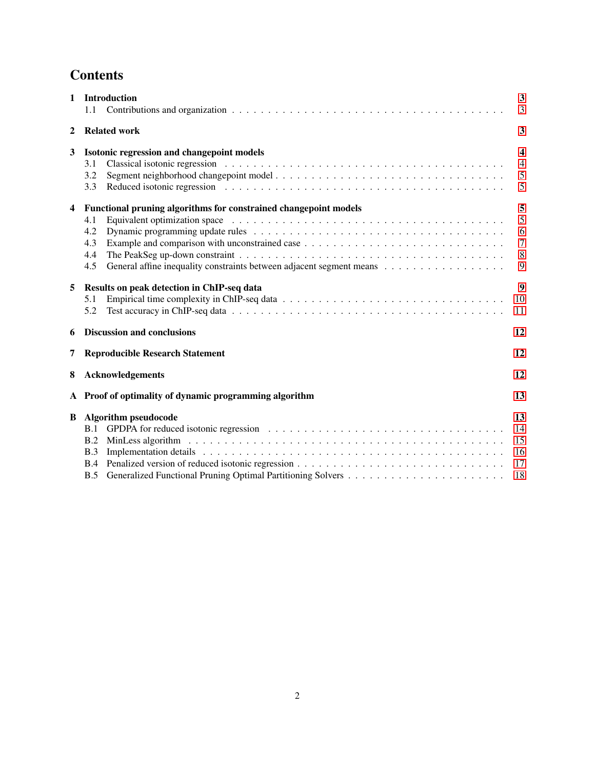# Contents

**1 Introduction** **3**
- 1.1 Contributions and organization . . . 3

**2 Related work** **3**

**3 Isotonic regression and changepoint models** **4**
- 3.1 Classical isotonic regression . . . 4
- 3.2 Segment neighborhood changepoint model . . . 5
- 3.3 Reduced isotonic regression . . . 5

**4 Functional pruning algorithms for constrained changepoint models** **5**
- 4.1 Equivalent optimization space . . . 5
- 4.2 Dynamic programming update rules . . . 6
- 4.3 Example and comparison with unconstrained case . . . 7
- 4.4 The PeakSeg up-down constraint . . . 8
- 4.5 General affine inequality constraints between adjacent segment means . . . 9

**5 Results on peak detection in ChIP-seq data** **9**
- 5.1 Empirical time complexity in ChIP-seq data . . . 10
- 5.2 Test accuracy in ChIP-seq data . . . 11

**6 Discussion and conclusions** **12**

**7 Reproducible Research Statement** **12**

**8 Acknowledgements** **12**

**A Proof of optimality of dynamic programming algorithm** **13**

**B Algorithm pseudocode** **13**
- B.1 GPDPA for reduced isotonic regression . . . 14
- B.2 MinLess algorithm . . . 15
- B.3 Implementation details . . . 16
- B.4 Penalized version of reduced isotonic regression . . . 17
- B.5 Generalized Functional Pruning Optimal Partitioning Solvers . . . 18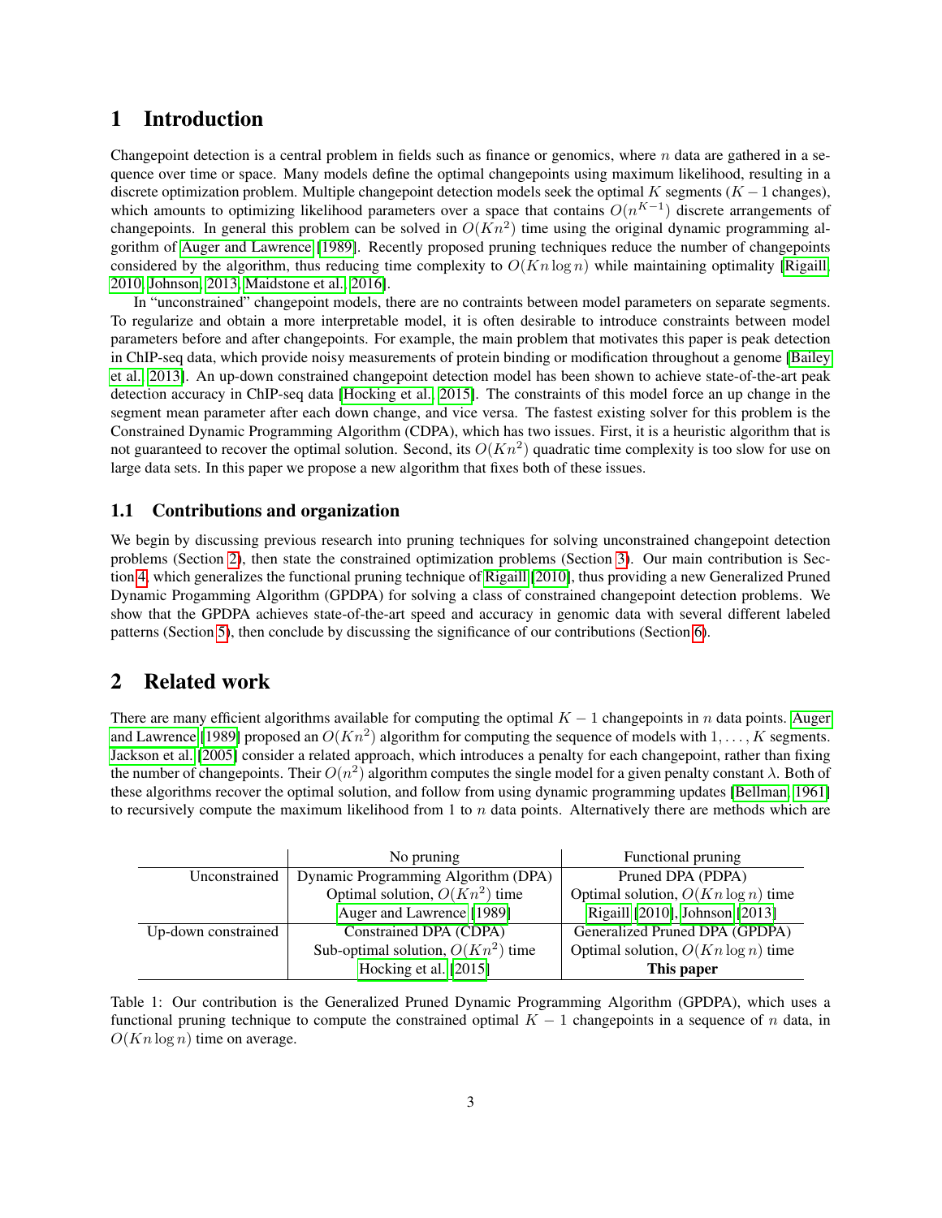# 1 Introduction

Changepoint detection is a central problem in fields such as finance or genomics, where $n$ data are gathered in a sequence over time or space. Many models define the optimal changepoints using maximum likelihood, resulting in a discrete optimization problem. Multiple changepoint detection models seek the optimal $K$ segments ($K-1$ changes), which amounts to optimizing likelihood parameters over a space that contains $O(n^{K-1})$ discrete arrangements of changepoints. In general this problem can be solved in $O(Kn^2)$ time using the original dynamic programming algorithm of Auger and Lawrence [1989]. Recently proposed pruning techniques reduce the number of changepoints considered by the algorithm, thus reducing time complexity to $O(Kn \log n)$ while maintaining optimality [Rigaill, 2010, Johnson, 2013, Maidstone et al., 2016].

In "unconstrained" changepoint models, there are no contraints between model parameters on separate segments. To regularize and obtain a more interpretable model, it is often desirable to introduce constraints between model parameters before and after changepoints. For example, the main problem that motivates this paper is peak detection in ChIP-seq data, which provide noisy measurements of protein binding or modification throughout a genome [Bailey et al., 2013]. An up-down constrained changepoint detection model has been shown to achieve state-of-the-art peak detection accuracy in ChIP-seq data [Hocking et al., 2015]. The constraints of this model force an up change in the segment mean parameter after each down change, and vice versa. The fastest existing solver for this problem is the Constrained Dynamic Programming Algorithm (CDPA), which has two issues. First, it is a heuristic algorithm that is not guaranteed to recover the optimal solution. Second, its $O(Kn^2)$ quadratic time complexity is too slow for use on large data sets. In this paper we propose a new algorithm that fixes both of these issues.

## 1.1 Contributions and organization

We begin by discussing previous research into pruning techniques for solving unconstrained changepoint detection problems (Section 2), then state the constrained optimization problems (Section 3). Our main contribution is Section 4, which generalizes the functional pruning technique of Rigaill [2010], thus providing a new Generalized Pruned Dynamic Progamming Algorithm (GPDPA) for solving a class of constrained changepoint detection problems. We show that the GPDPA achieves state-of-the-art speed and accuracy in genomic data with several different labeled patterns (Section 5), then conclude by discussing the significance of our contributions (Section 6).

# 2 Related work

There are many efficient algorithms available for computing the optimal $K-1$ changepoints in $n$ data points. Auger and Lawrence [1989] proposed an $O(Kn^2)$ algorithm for computing the sequence of models with $1, \dots, K$ segments. Jackson et al. [2005] consider a related approach, which introduces a penalty for each changepoint, rather than fixing the number of changepoints. Their $O(n^2)$ algorithm computes the single model for a given penalty constant $\lambda$. Both of these algorithms recover the optimal solution, and follow from using dynamic programming updates [Bellman, 1961] to recursively compute the maximum likelihood from 1 to $n$ data points. Alternatively there are methods which are

| | No pruning | Functional pruning |
|---|---|---|
| Unconstrained | Dynamic Programming Algorithm (DPA)<br>Optimal solution, $O(Kn^2)$ time<br>Auger and Lawrence [1989] | Pruned DPA (PDPA)<br>Optimal solution, $O(Kn \log n)$ time<br>Rigaill [2010], Johnson [2013] |
| Up-down constrained | Constrained DPA (CDPA)<br>Sub-optimal solution, $O(Kn^2)$ time<br>Hocking et al. [2015] | Generalized Pruned DPA (GPDPA)<br>Optimal solution, $O(Kn \log n)$ time<br>**This paper** |

Table 1: Our contribution is the Generalized Pruned Dynamic Programming Algorithm (GPDPA), which uses a functional pruning technique to compute the constrained optimal $K-1$ changepoints in a sequence of $n$ data, in $O(Kn \log n)$ time on average.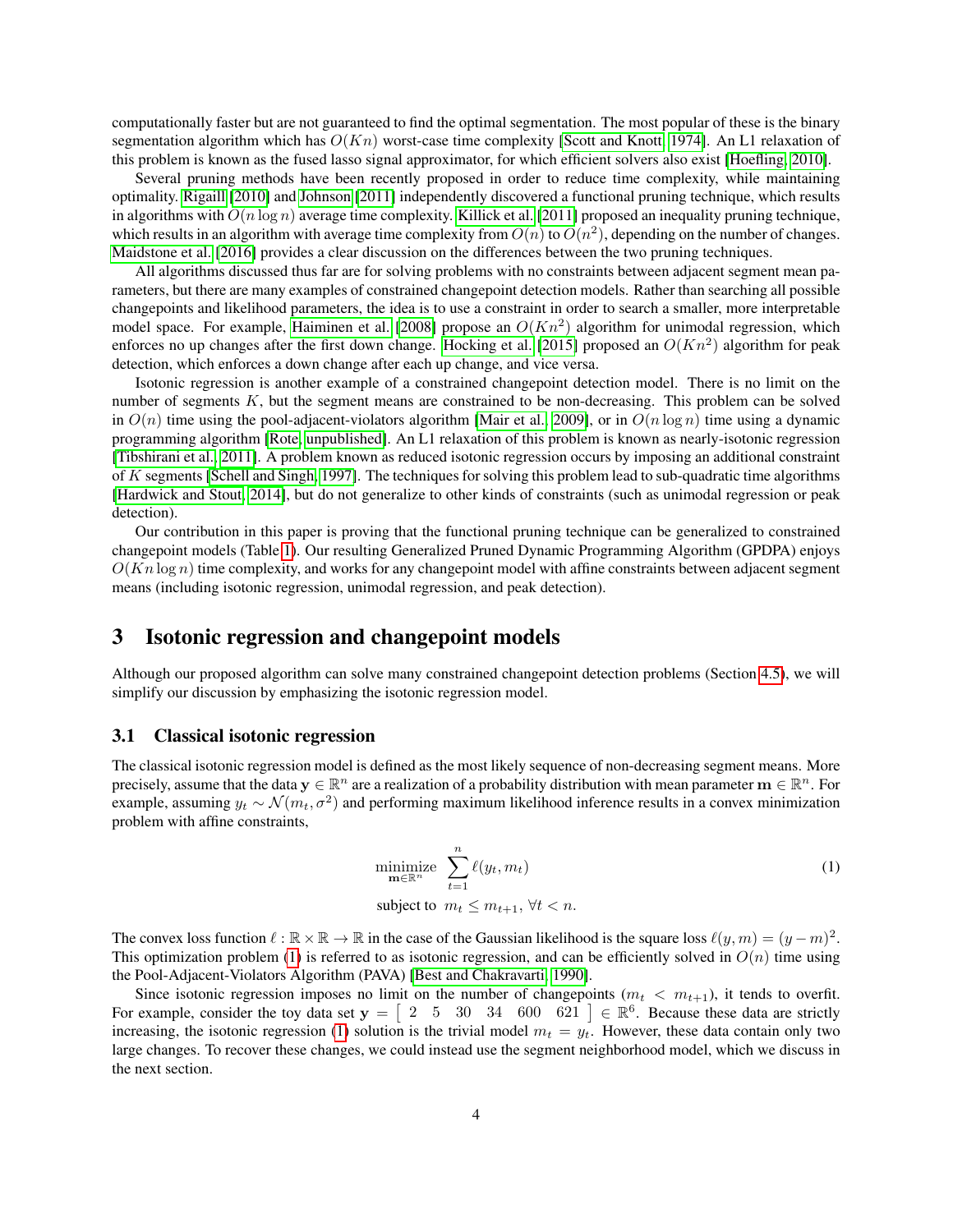computationally faster but are not guaranteed to find the optimal segmentation. The most popular of these is the binary segmentation algorithm which has $O(Kn)$ worst-case time complexity [Scott and Knott, 1974]. An L1 relaxation of this problem is known as the fused lasso signal approximator, for which efficient solvers also exist [Hoefling, 2010].

Several pruning methods have been recently proposed in order to reduce time complexity, while maintaining optimality. Rigaill [2010] and Johnson [2011] independently discovered a functional pruning technique, which results in algorithms with $O(n \log n)$ average time complexity. Killick et al. [2011] proposed an inequality pruning technique, which results in an algorithm with average time complexity from $O(n)$ to $O(n^2)$, depending on the number of changes. Maidstone et al. [2016] provides a clear discussion on the differences between the two pruning techniques.

All algorithms discussed thus far are for solving problems with no constraints between adjacent segment mean parameters, but there are many examples of constrained changepoint detection models. Rather than searching all possible changepoints and likelihood parameters, the idea is to use a constraint in order to search a smaller, more interpretable model space. For example, Haiminen et al. [2008] propose an $O(Kn^2)$ algorithm for unimodal regression, which enforces no up changes after the first down change. Hocking et al. [2015] proposed an $O(Kn^2)$ algorithm for peak detection, which enforces a down change after each up change, and vice versa.

Isotonic regression is another example of a constrained changepoint detection model. There is no limit on the number of segments $K$, but the segment means are constrained to be non-decreasing. This problem can be solved in $O(n)$ time using the pool-adjacent-violators algorithm [Mair et al., 2009], or in $O(n \log n)$ time using a dynamic programming algorithm [Rote, unpublished]. An L1 relaxation of this problem is known as nearly-isotonic regression [Tibshirani et al., 2011]. A problem known as reduced isotonic regression occurs by imposing an additional constraint of $K$ segments [Schell and Singh, 1997]. The techniques for solving this problem lead to sub-quadratic time algorithms [Hardwick and Stout, 2014], but do not generalize to other kinds of constraints (such as unimodal regression or peak detection).

Our contribution in this paper is proving that the functional pruning technique can be generalized to constrained changepoint models (Table 1). Our resulting Generalized Pruned Dynamic Programming Algorithm (GPDPA) enjoys $O(Kn \log n)$ time complexity, and works for any changepoint model with affine constraints between adjacent segment means (including isotonic regression, unimodal regression, and peak detection).

# 3 Isotonic regression and changepoint models

Although our proposed algorithm can solve many constrained changepoint detection problems (Section 4.5), we will simplify our discussion by emphasizing the isotonic regression model.

## 3.1 Classical isotonic regression

The classical isotonic regression model is defined as the most likely sequence of non-decreasing segment means. More precisely, assume that the data $\mathbf{y} \in \mathbb{R}^n$ are a realization of a probability distribution with mean parameter $\mathbf{m} \in \mathbb{R}^n$. For example, assuming $y_t \sim \mathcal{N}(m_t, \sigma^2)$ and performing maximum likelihood inference results in a convex minimization problem with affine constraints,

$$\begin{aligned} \underset{\mathbf{m} \in \mathbb{R}^n}{\text{minimize}} \quad & \sum_{t=1}^{n} \ell(y_t, m_t) \\ \text{subject to} \quad & m_t \leq m_{t+1},\ \forall t < n. \end{aligned} \tag{1}$$

The convex loss function $\ell : \mathbb{R} \times \mathbb{R} \to \mathbb{R}$ in the case of the Gaussian likelihood is the square loss $\ell(y, m) = (y - m)^2$. This optimization problem (1) is referred to as isotonic regression, and can be efficiently solved in $O(n)$ time using the Pool-Adjacent-Violators Algorithm (PAVA) [Best and Chakravarti, 1990].

Since isotonic regression imposes no limit on the number of changepoints ($m_t < m_{t+1}$), it tends to overfit. For example, consider the toy data set $\mathbf{y} = \left[\begin{array}{cccccc} 2 & 5 & 30 & 34 & 600 & 621 \end{array}\right] \in \mathbb{R}^6$. Because these data are strictly increasing, the isotonic regression (1) solution is the trivial model $m_t = y_t$. However, these data contain only two large changes. To recover these changes, we could instead use the segment neighborhood model, which we discuss in the next section.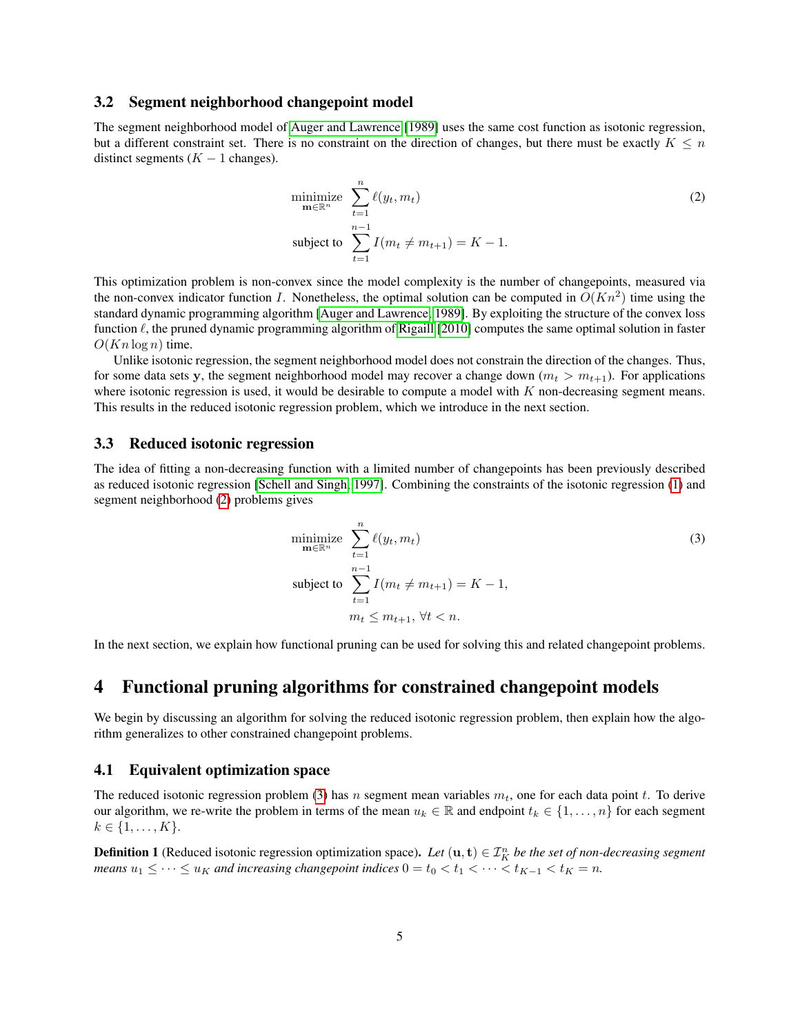### 3.2 Segment neighborhood changepoint model

The segment neighborhood model of Auger and Lawrence [1989] uses the same cost function as isotonic regression, but a different constraint set. There is no constraint on the direction of changes, but there must be exactly $K \leq n$ distinct segments ($K-1$ changes).

$$
\begin{aligned}
\underset{\mathbf{m}\in\mathbb{R}^n}{\text{minimize}} \quad & \sum_{t=1}^{n} \ell(y_t, m_t) \\
\text{subject to} \quad & \sum_{t=1}^{n-1} I(m_t \neq m_{t+1}) = K-1.
\end{aligned}
\tag{2}
$$

This optimization problem is non-convex since the model complexity is the number of changepoints, measured via the non-convex indicator function $I$. Nonetheless, the optimal solution can be computed in $O(Kn^2)$ time using the standard dynamic programming algorithm [Auger and Lawrence, 1989]. By exploiting the structure of the convex loss function $\ell$, the pruned dynamic programming algorithm of Rigaill [2010] computes the same optimal solution in faster $O(Kn \log n)$ time.

Unlike isotonic regression, the segment neighborhood model does not constrain the direction of the changes. Thus, for some data sets $\mathbf{y}$, the segment neighborhood model may recover a change down ($m_t > m_{t+1}$). For applications where isotonic regression is used, it would be desirable to compute a model with $K$ non-decreasing segment means. This results in the reduced isotonic regression problem, which we introduce in the next section.

### 3.3 Reduced isotonic regression

The idea of fitting a non-decreasing function with a limited number of changepoints has been previously described as reduced isotonic regression [Schell and Singh, 1997]. Combining the constraints of the isotonic regression (1) and segment neighborhood (2) problems gives

$$
\begin{aligned}
\underset{\mathbf{m}\in\mathbb{R}^n}{\text{minimize}} \quad & \sum_{t=1}^{n} \ell(y_t, m_t) \\
\text{subject to} \quad & \sum_{t=1}^{n-1} I(m_t \neq m_{t+1}) = K-1, \\
& m_t \leq m_{t+1},\ \forall t < n.
\end{aligned}
\tag{3}
$$

In the next section, we explain how functional pruning can be used for solving this and related changepoint problems.

## 4 Functional pruning algorithms for constrained changepoint models

We begin by discussing an algorithm for solving the reduced isotonic regression problem, then explain how the algorithm generalizes to other constrained changepoint problems.

### 4.1 Equivalent optimization space

The reduced isotonic regression problem (3) has $n$ segment mean variables $m_t$, one for each data point $t$. To derive our algorithm, we re-write the problem in terms of the mean $u_k \in \mathbb{R}$ and endpoint $t_k \in \{1, \dots, n\}$ for each segment $k \in \{1, \dots, K\}$.

**Definition 1** (Reduced isotonic regression optimization space)**.** *Let $(\mathbf{u}, \mathbf{t}) \in \mathcal{I}_K^n$ be the set of non-decreasing segment means $u_1 \leq \cdots \leq u_K$ and increasing changepoint indices $0 = t_0 < t_1 < \cdots < t_{K-1} < t_K = n$.*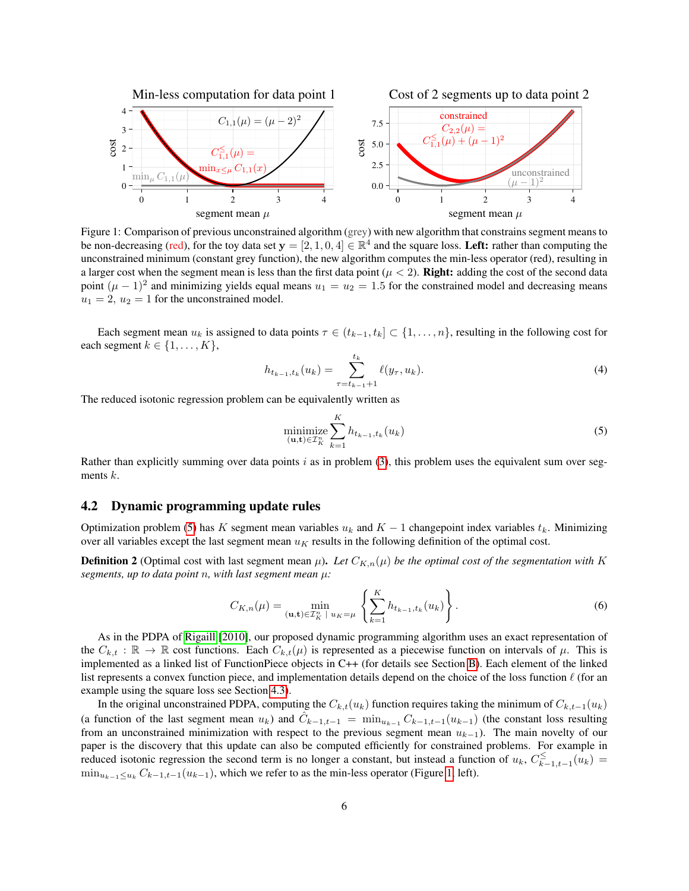Figure 1: Comparison of previous unconstrained algorithm (grey) with new algorithm that constrains segment means to be non-decreasing (red), for the toy data set $\mathbf{y} = [2, 1, 0, 4] \in \mathbb{R}^4$ and the square loss. **Left:** rather than computing the unconstrained minimum (constant grey function), the new algorithm computes the min-less operator (red), resulting in a larger cost when the segment mean is less than the first data point ($\mu < 2$). **Right:** adding the cost of the second data point $(\mu - 1)^2$ and minimizing yields equal means $u_1 = u_2 = 1.5$ for the constrained model and decreasing means $u_1 = 2$, $u_2 = 1$ for the unconstrained model.

Each segment mean $u_k$ is assigned to data points $\tau \in (t_{k-1}, t_k] \subset \{1, \dots, n\}$, resulting in the following cost for each segment $k \in \{1, \dots, K\}$,

$$h_{t_{k-1},t_k}(u_k) = \sum_{\tau=t_{k-1}+1}^{t_k} \ell(y_\tau, u_k). \tag{4}$$

The reduced isotonic regression problem can be equivalently written as

$$\underset{(\mathbf{u},\mathbf{t})\in\mathcal{I}_K^n}{\text{minimize}} \sum_{k=1}^{K} h_{t_{k-1},t_k}(u_k) \tag{5}$$

Rather than explicitly summing over data points $i$ as in problem (3), this problem uses the equivalent sum over segments $k$.

## 4.2 Dynamic programming update rules

Optimization problem (5) has $K$ segment mean variables $u_k$ and $K - 1$ changepoint index variables $t_k$. Minimizing over all variables except the last segment mean $u_K$ results in the following definition of the optimal cost.

**Definition 2** (Optimal cost with last segment mean $\mu$)**.** *Let $C_{K,n}(\mu)$ be the optimal cost of the segmentation with $K$ segments, up to data point $n$, with last segment mean $\mu$:*

$$C_{K,n}(\mu) = \min_{(\mathbf{u},\mathbf{t})\in\mathcal{I}_K^n \,|\, u_K=\mu} \left\{ \sum_{k=1}^{K} h_{t_{k-1},t_k}(u_k) \right\}. \tag{6}$$

As in the PDPA of Rigaill [2010], our proposed dynamic programming algorithm uses an exact representation of the $C_{k,t} : \mathbb{R} \to \mathbb{R}$ cost functions. Each $C_{k,t}(\mu)$ is represented as a piecewise function on intervals of $\mu$. This is implemented as a linked list of FunctionPiece objects in C++ (for details see Section B). Each element of the linked list represents a convex function piece, and implementation details depend on the choice of the loss function $\ell$ (for an example using the square loss see Section 4.3).

In the original unconstrained PDPA, computing the $C_{k,t}(u_k)$ function requires taking the minimum of $C_{k,t-1}(u_k)$ (a function of the last segment mean $u_k$) and $\hat{C}_{k-1,t-1} = \min_{u_{k-1}} C_{k-1,t-1}(u_{k-1})$ (the constant loss resulting from an unconstrained minimization with respect to the previous segment mean $u_{k-1}$). The main novelty of our paper is the discovery that this update can also be computed efficiently for constrained problems. For example in reduced isotonic regression the second term is no longer a constant, but instead a function of $u_k$, $C^{\leq}_{k-1,t-1}(u_k) = \min_{u_{k-1}\leq u_k} C_{k-1,t-1}(u_{k-1})$, which we refer to as the min-less operator (Figure 1, left).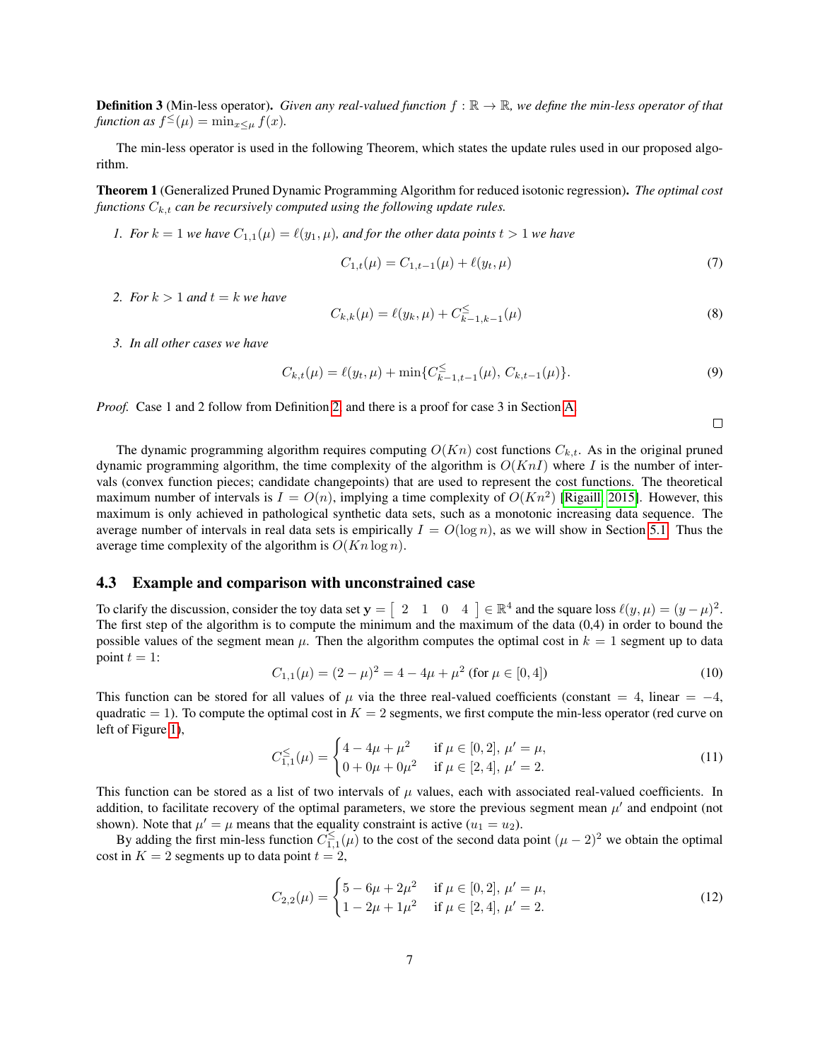**Definition 3** (Min-less operator). *Given any real-valued function $f : \mathbb{R} \to \mathbb{R}$, we define the min-less operator of that function as $f^{\leq}(\mu) = \min_{x \leq \mu} f(x)$.*

The min-less operator is used in the following Theorem, which states the update rules used in our proposed algorithm.

**Theorem 1** (Generalized Pruned Dynamic Programming Algorithm for reduced isotonic regression). *The optimal cost functions $C_{k,t}$ can be recursively computed using the following update rules.*

1. *For $k = 1$ we have $C_{1,1}(\mu) = \ell(y_1, \mu)$, and for the other data points $t > 1$ we have*

$$C_{1,t}(\mu) = C_{1,t-1}(\mu) + \ell(y_t, \mu) \tag{7}$$

2. *For $k > 1$ and $t = k$ we have*

$$C_{k,k}(\mu) = \ell(y_k, \mu) + C^{\leq}_{k-1,k-1}(\mu) \tag{8}$$

3. *In all other cases we have*

$$C_{k,t}(\mu) = \ell(y_t, \mu) + \min\{C^{\leq}_{k-1,t-1}(\mu),\, C_{k,t-1}(\mu)\}. \tag{9}$$

*Proof.* Case 1 and 2 follow from Definition 2, and there is a proof for case 3 in Section A. □

The dynamic programming algorithm requires computing $O(Kn)$ cost functions $C_{k,t}$. As in the original pruned dynamic programming algorithm, the time complexity of the algorithm is $O(KnI)$ where $I$ is the number of intervals (convex function pieces; candidate changepoints) that are used to represent the cost functions. The theoretical maximum number of intervals is $I = O(n)$, implying a time complexity of $O(Kn^2)$ [Rigaill, 2015]. However, this maximum is only achieved in pathological synthetic data sets, such as a monotonic increasing data sequence. The average number of intervals in real data sets is empirically $I = O(\log n)$, as we will show in Section 5.1. Thus the average time complexity of the algorithm is $O(Kn \log n)$.

### 4.3 Example and comparison with unconstrained case

To clarify the discussion, consider the toy data set $\mathbf{y} = \begin{bmatrix} 2 & 1 & 0 & 4 \end{bmatrix} \in \mathbb{R}^4$ and the square loss $\ell(y, \mu) = (y - \mu)^2$. The first step of the algorithm is to compute the minimum and the maximum of the data (0,4) in order to bound the possible values of the segment mean $\mu$. Then the algorithm computes the optimal cost in $k = 1$ segment up to data point $t = 1$:

$$C_{1,1}(\mu) = (2 - \mu)^2 = 4 - 4\mu + \mu^2 \text{ (for } \mu \in [0, 4]) \tag{10}$$

This function can be stored for all values of $\mu$ via the three real-valued coefficients (constant $= 4$, linear $= -4$, quadratic $= 1$). To compute the optimal cost in $K = 2$ segments, we first compute the min-less operator (red curve on left of Figure 1),

$$C^{\leq}_{1,1}(\mu) = \begin{cases} 4 - 4\mu + \mu^2 & \text{if } \mu \in [0, 2],\ \mu' = \mu, \\ 0 + 0\mu + 0\mu^2 & \text{if } \mu \in [2, 4],\ \mu' = 2. \end{cases} \tag{11}$$

This function can be stored as a list of two intervals of $\mu$ values, each with associated real-valued coefficients. In addition, to facilitate recovery of the optimal parameters, we store the previous segment mean $\mu'$ and endpoint (not shown). Note that $\mu' = \mu$ means that the equality constraint is active ($u_1 = u_2$).

By adding the first min-less function $C^{\leq}_{1,1}(\mu)$ to the cost of the second data point $(\mu - 2)^2$ we obtain the optimal cost in $K = 2$ segments up to data point $t = 2$,

$$C_{2,2}(\mu) = \begin{cases} 5 - 6\mu + 2\mu^2 & \text{if } \mu \in [0, 2],\ \mu' = \mu, \\ 1 - 2\mu + 1\mu^2 & \text{if } \mu \in [2, 4],\ \mu' = 2. \end{cases} \tag{12}$$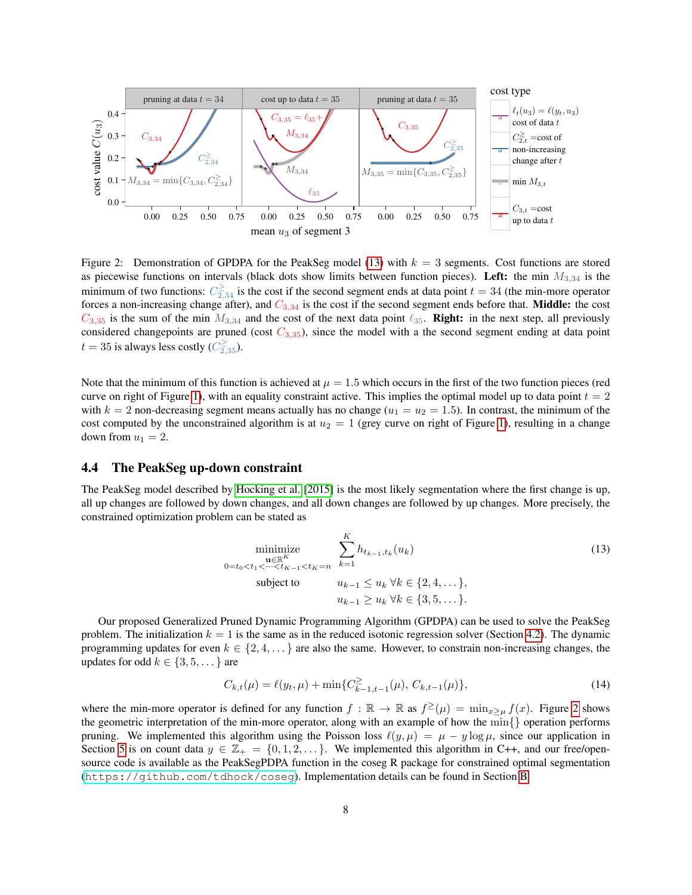pruning at data $t = 34$

cost up to data $t = 35$

pruning at data $t = 35$

cost value $C(u_3)$

0.4
0.3
0.2
0.1
0.0

$C_{3,34}$

$C^{\geq}_{2,34}$

$M_{3,34} = \min\{C_{3,34}, C^{\geq}_{2,34}\}$

$C_{3,35} = \ell_{35} +$

$M_{3,34}$

$M_{3,34}$

$\ell_{35}$

$C_{3,35}$

$C^{\geq}_{2,35}$

$M_{3,35} = \min\{C_{3,35}, C^{\geq}_{2,35}\}$

0.00 0.25 0.50 0.75 0.00 0.25 0.50 0.75 0.00 0.25 0.50 0.75

mean $u_3$ of segment 3

cost type

$\ell_t(u_3) = \ell(y_t, u_3)$ cost of data $t$

$C^{\geq}_{2,t}$ =cost of non-increasing change after $t$

min $M_{3,t}$

$C_{3,t}$ =cost up to data $t$

Figure 2: Demonstration of GPDPA for the PeakSeg model (13) with $k = 3$ segments. Cost functions are stored as piecewise functions on intervals (black dots show limits between function pieces). **Left:** the min $M_{3,34}$ is the minimum of two functions: $C^{\geq}_{2,34}$ is the cost if the second segment ends at data point $t = 34$ (the min-more operator forces a non-increasing change after), and $C_{3,34}$ is the cost if the second segment ends before that. **Middle:** the cost $C_{3,35}$ is the sum of the min $M_{3,34}$ and the cost of the next data point $\ell_{35}$. **Right:** in the next step, all previously considered changepoints are pruned (cost $C_{3,35}$), since the model with a the second segment ending at data point $t = 35$ is always less costly ($C^{\geq}_{2,35}$).

Note that the minimum of this function is achieved at $\mu = 1.5$ which occurs in the first of the two function pieces (red curve on right of Figure 1), with an equality constraint active. This implies the optimal model up to data point $t = 2$ with $k = 2$ non-decreasing segment means actually has no change ($u_1 = u_2 = 1.5$). In contrast, the minimum of the cost computed by the unconstrained algorithm is at $u_2 = 1$ (grey curve on right of Figure 1), resulting in a change down from $u_1 = 2$.

### 4.4 The PeakSeg up-down constraint

The PeakSeg model described by Hocking et al. [2015] is the most likely segmentation where the first change is up, all up changes are followed by down changes, and all down changes are followed by up changes. More precisely, the constrained optimization problem can be stated as

$$
\begin{aligned}
\underset{\substack{\mathbf{u}\in\mathbb{R}^K \\ 0=t_0<t_1<\cdots<t_{K-1}<t_K=n}}{\text{minimize}} \quad & \sum_{k=1}^{K} h_{t_{k-1},t_k}(u_k) \\
\text{subject to} \quad & u_{k-1} \leq u_k \ \forall k \in \{2, 4, \dots\}, \\
& u_{k-1} \geq u_k \ \forall k \in \{3, 5, \dots\}.
\end{aligned}
\tag{13}
$$

Our proposed Generalized Pruned Dynamic Programming Algorithm (GPDPA) can be used to solve the PeakSeg problem. The initialization $k = 1$ is the same as in the reduced isotonic regression solver (Section 4.2). The dynamic programming updates for even $k \in \{2, 4, \dots\}$ are also the same. However, to constrain non-increasing changes, the updates for odd $k \in \{3, 5, \dots\}$ are

$$
C_{k,t}(\mu) = \ell(y_t, \mu) + \min\{C^{\geq}_{k-1,t-1}(\mu), C_{k,t-1}(\mu)\},
\tag{14}
$$

where the min-more operator is defined for any function $f : \mathbb{R} \to \mathbb{R}$ as $f^{\geq}(\mu) = \min_{x \geq \mu} f(x)$. Figure 2 shows the geometric interpretation of the min-more operator, along with an example of how the $\min\{\}$ operation performs pruning. We implemented this algorithm using the Poisson loss $\ell(y, \mu) = \mu - y \log \mu$, since our application in Section 5 is on count data $y \in \mathbb{Z}_+ = \{0, 1, 2, \dots\}$. We implemented this algorithm in C++, and our free/open-source code is available as the PeakSegPDPA function in the coseg R package for constrained optimal segmentation (https://github.com/tdhock/coseg). Implementation details can be found in Section B.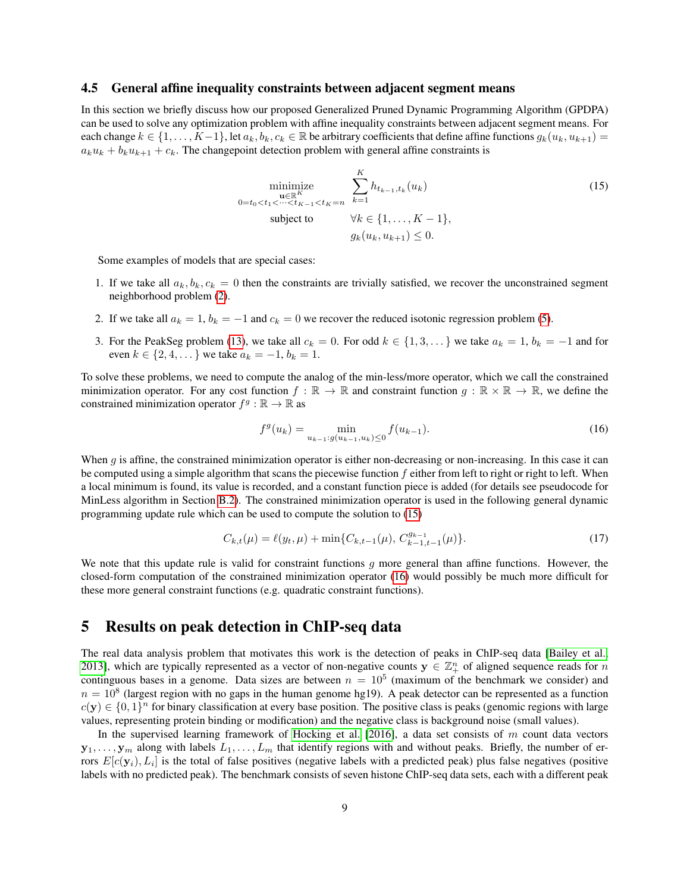### 4.5 General affine inequality constraints between adjacent segment means

In this section we briefly discuss how our proposed Generalized Pruned Dynamic Programming Algorithm (GPDPA) can be used to solve any optimization problem with affine inequality constraints between adjacent segment means. For each change $k \in \{1, \dots, K-1\}$, let $a_k, b_k, c_k \in \mathbb{R}$ be arbitrary coefficients that define affine functions $g_k(u_k, u_{k+1}) = a_k u_k + b_k u_{k+1} + c_k$. The changepoint detection problem with general affine constraints is

$$
\begin{aligned}
\underset{\substack{\mathbf{u} \in \mathbb{R}^K \\ 0=t_0<t_1<\cdots<t_{K-1}<t_K=n}}{\text{minimize}} \quad & \sum_{k=1}^{K} h_{t_{k-1}, t_k}(u_k) \\
\text{subject to} \quad & \forall k \in \{1, \dots, K-1\}, \\
& g_k(u_k, u_{k+1}) \leq 0.
\end{aligned}
\tag{15}
$$

Some examples of models that are special cases:

1. If we take all $a_k, b_k, c_k = 0$ then the constraints are trivially satisfied, we recover the unconstrained segment neighborhood problem (2).
2. If we take all $a_k = 1$, $b_k = -1$ and $c_k = 0$ we recover the reduced isotonic regression problem (5).
3. For the PeakSeg problem (13), we take all $c_k = 0$. For odd $k \in \{1, 3, \dots\}$ we take $a_k = 1$, $b_k = -1$ and for even $k \in \{2, 4, \dots\}$ we take $a_k = -1$, $b_k = 1$.

To solve these problems, we need to compute the analog of the min-less/more operator, which we call the constrained minimization operator. For any cost function $f : \mathbb{R} \to \mathbb{R}$ and constraint function $g : \mathbb{R} \times \mathbb{R} \to \mathbb{R}$, we define the constrained minimization operator $f^g : \mathbb{R} \to \mathbb{R}$ as

$$
f^g(u_k) = \min_{u_{k-1} : g(u_{k-1}, u_k) \leq 0} f(u_{k-1}). \tag{16}
$$

When $g$ is affine, the constrained minimization operator is either non-decreasing or non-increasing. In this case it can be computed using a simple algorithm that scans the piecewise function $f$ either from left to right or right to left. When a local minimum is found, its value is recorded, and a constant function piece is added (for details see pseudocode for MinLess algorithm in Section B.2). The constrained minimization operator is used in the following general dynamic programming update rule which can be used to compute the solution to (15)

$$
C_{k,t}(\mu) = \ell(y_t, \mu) + \min\{C_{k,t-1}(\mu),\, C^{g_{k-1}}_{k-1,t-1}(\mu)\}. \tag{17}
$$

We note that this update rule is valid for constraint functions $g$ more general than affine functions. However, the closed-form computation of the constrained minimization operator (16) would possibly be much more difficult for these more general constraint functions (e.g. quadratic constraint functions).

## 5 Results on peak detection in ChIP-seq data

The real data analysis problem that motivates this work is the detection of peaks in ChIP-seq data [Bailey et al., 2013], which are typically represented as a vector of non-negative counts $\mathbf{y} \in \mathbb{Z}_+^n$ of aligned sequence reads for $n$ contiguous bases in a genome. Data sizes are between $n = 10^5$ (maximum of the benchmark we consider) and $n = 10^8$ (largest region with no gaps in the human genome hg19). A peak detector can be represented as a function $c(\mathbf{y}) \in \{0, 1\}^n$ for binary classification at every base position. The positive class is peaks (genomic regions with large values, representing protein binding or modification) and the negative class is background noise (small values).

In the supervised learning framework of Hocking et al. [2016], a data set consists of $m$ count data vectors $\mathbf{y}_1, \dots, \mathbf{y}_m$ along with labels $L_1, \dots, L_m$ that identify regions with and without peaks. Briefly, the number of errors $E[c(\mathbf{y}_i), L_i]$ is the total of false positives (negative labels with a predicted peak) plus false negatives (positive labels with no predicted peak). The benchmark consists of seven histone ChIP-seq data sets, each with a different peak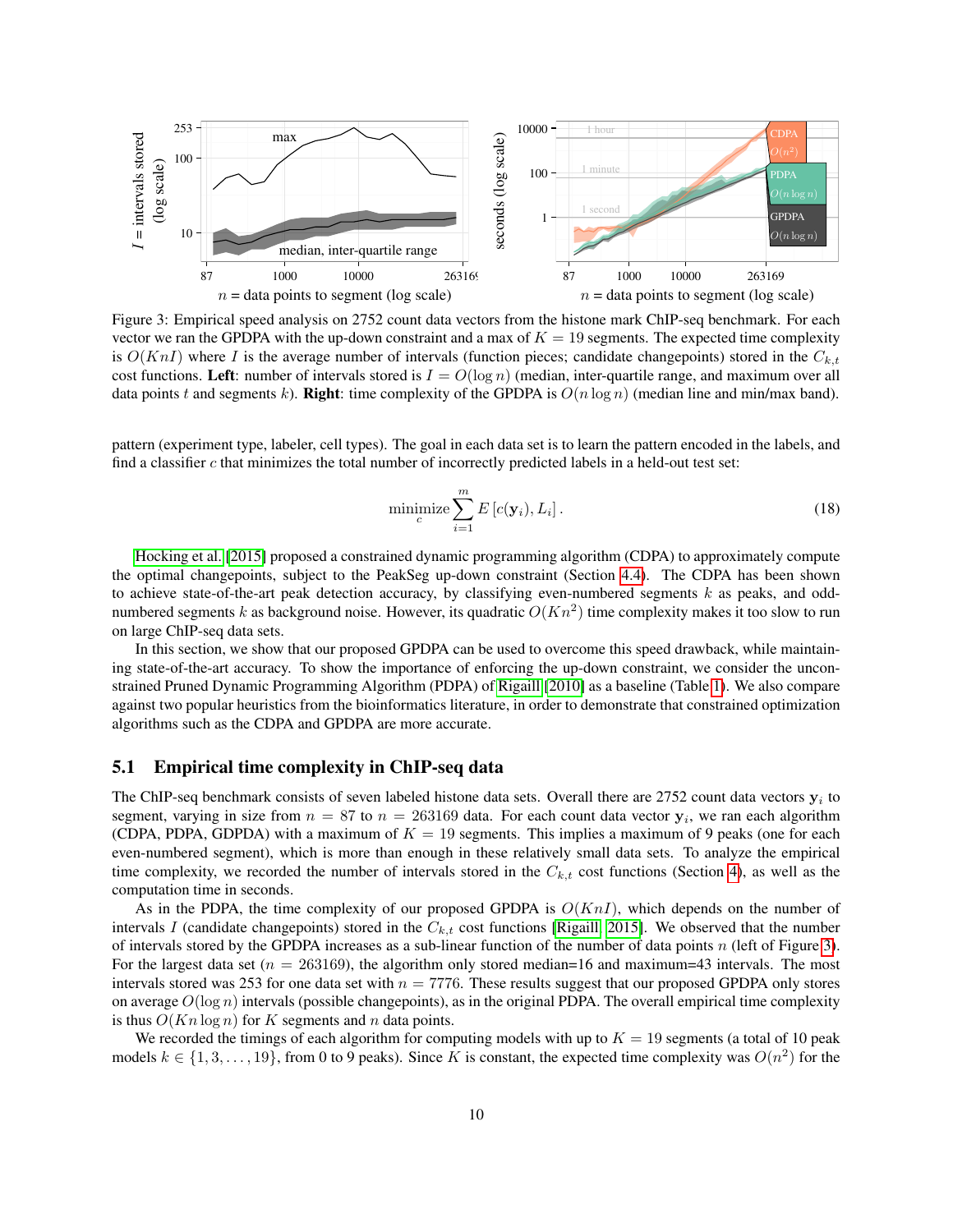$I$ = intervals stored (log scale)

253

100

10

max

median, inter-quartile range

87 1000 10000 263169

$n$ = data points to segment (log scale)

seconds (log scale)

10000

100

1

1 hour

1 minute

1 second

CDPA $O(n^2)$

PDPA $O(n \log n)$

GPDPA $O(n \log n)$

87 1000 10000 263169

$n$ = data points to segment (log scale)

Figure 3: Empirical speed analysis on 2752 count data vectors from the histone mark ChIP-seq benchmark. For each vector we ran the GPDPA with the up-down constraint and a max of $K = 19$ segments. The expected time complexity is $O(KnI)$ where $I$ is the average number of intervals (function pieces; candidate changepoints) stored in the $C_{k,t}$ cost functions. **Left**: number of intervals stored is $I = O(\log n)$ (median, inter-quartile range, and maximum over all data points $t$ and segments $k$). **Right**: time complexity of the GPDPA is $O(n \log n)$ (median line and min/max band).

pattern (experiment type, labeler, cell types). The goal in each data set is to learn the pattern encoded in the labels, and find a classifier $c$ that minimizes the total number of incorrectly predicted labels in a held-out test set:

$$\underset{c}{\text{minimize}} \sum_{i=1}^{m} E\left[c(\mathbf{y}_i), L_i\right]. \tag{18}$$

Hocking et al. [2015] proposed a constrained dynamic programming algorithm (CDPA) to approximately compute the optimal changepoints, subject to the PeakSeg up-down constraint (Section 4.4). The CDPA has been shown to achieve state-of-the-art peak detection accuracy, by classifying even-numbered segments $k$ as peaks, and odd-numbered segments $k$ as background noise. However, its quadratic $O(Kn^2)$ time complexity makes it too slow to run on large ChIP-seq data sets.

In this section, we show that our proposed GPDPA can be used to overcome this speed drawback, while maintaining state-of-the-art accuracy. To show the importance of enforcing the up-down constraint, we consider the unconstrained Pruned Dynamic Programming Algorithm (PDPA) of Rigaill [2010] as a baseline (Table 1). We also compare against two popular heuristics from the bioinformatics literature, in order to demonstrate that constrained optimization algorithms such as the CDPA and GPDPA are more accurate.

## 5.1 Empirical time complexity in ChIP-seq data

The ChIP-seq benchmark consists of seven labeled histone data sets. Overall there are 2752 count data vectors $\mathbf{y}_i$ to segment, varying in size from $n = 87$ to $n = 263169$ data. For each count data vector $\mathbf{y}_i$, we ran each algorithm (CDPA, PDPA, GDPDA) with a maximum of $K = 19$ segments. This implies a maximum of 9 peaks (one for each even-numbered segment), which is more than enough in these relatively small data sets. To analyze the empirical time complexity, we recorded the number of intervals stored in the $C_{k,t}$ cost functions (Section 4), as well as the computation time in seconds.

As in the PDPA, the time complexity of our proposed GPDPA is $O(KnI)$, which depends on the number of intervals $I$ (candidate changepoints) stored in the $C_{k,t}$ cost functions [Rigaill, 2015]. We observed that the number of intervals stored by the GPDPA increases as a sub-linear function of the number of data points $n$ (left of Figure 3). For the largest data set ($n = 263169$), the algorithm only stored median=16 and maximum=43 intervals. The most intervals stored was 253 for one data set with $n = 7776$. These results suggest that our proposed GPDPA only stores on average $O(\log n)$ intervals (possible changepoints), as in the original PDPA. The overall empirical time complexity is thus $O(Kn \log n)$ for $K$ segments and $n$ data points.

We recorded the timings of each algorithm for computing models with up to $K = 19$ segments (a total of 10 peak models $k \in \{1, 3, \ldots, 19\}$, from 0 to 9 peaks). Since $K$ is constant, the expected time complexity was $O(n^2)$ for the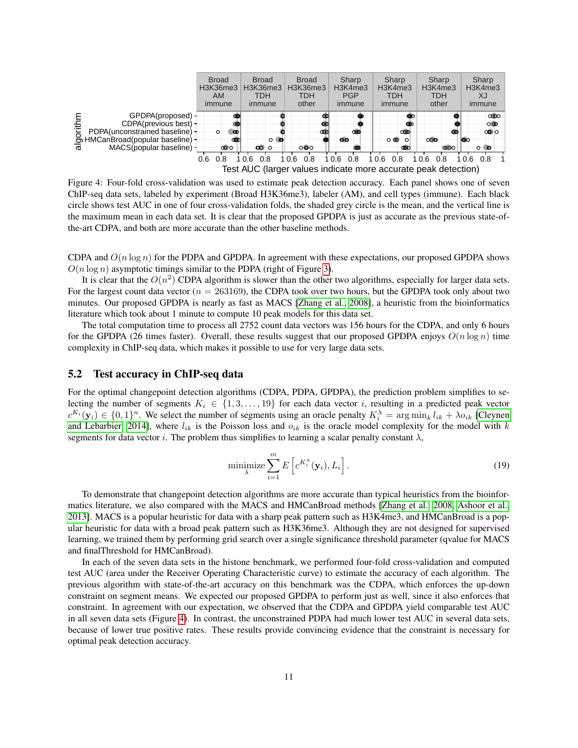Broad H3K36me3 AM immune

Broad H3K36me3 TDH immune

Broad H3K36me3 TDH other

Sharp H3K4me3 PGP immune

Sharp H3K4me3 TDH immune

Sharp H3K4me3 TDH other

Sharp H3K4me3 XJ immune

algorithm

GPDPA(proposed)

CDPA(previous best)

PDPA(unconstrained baseline)

HMCanBroad(popular baseline)

MACS(popular baseline)

0.6 0.8 1 0.6 0.8 1 0.6 0.8 1 0.6 0.8 1 0.6 0.8 1 0.6 0.8 1 0.6 0.8 1

Test AUC (larger values indicate more accurate peak detection)

Figure 4: Four-fold cross-validation was used to estimate peak detection accuracy. Each panel shows one of seven ChIP-seq data sets, labeled by experiment (Broad H3K36me3), labeler (AM), and cell types (immune). Each black circle shows test AUC in one of four cross-validation folds, the shaded grey circle is the mean, and the vertical line is the maximum mean in each data set. It is clear that the proposed GPDPA is just as accurate as the previous state-of-the-art CDPA, and both are more accurate than the other baseline methods.

CDPA and $O(n \log n)$ for the PDPA and GPDPA. In agreement with these expectations, our proposed GPDPA shows $O(n \log n)$ asymptotic timings similar to the PDPA (right of Figure 3).

It is clear that the $O(n^2)$ CDPA algorithm is slower than the other two algorithms, especially for larger data sets. For the largest count data vector ($n = 263169$), the CDPA took over two hours, but the GPDPA took only about two minutes. Our proposed GPDPA is nearly as fast as MACS [Zhang et al., 2008], a heuristic from the bioinformatics literature which took about 1 minute to compute 10 peak models for this data set.

The total computation time to process all 2752 count data vectors was 156 hours for the CDPA, and only 6 hours for the GPDPA (26 times faster). Overall, these results suggest that our proposed GPDPA enjoys $O(n \log n)$ time complexity in ChIP-seq data, which makes it possible to use for very large data sets.

## 5.2 Test accuracy in ChIP-seq data

For the optimal changepoint detection algorithms (CDPA, PDPA, GPDPA), the prediction problem simplifies to selecting the number of segments $K_i \in \{1, 3, \dots, 19\}$ for each data vector $i$, resulting in a predicted peak vector $c^{K_i}(\mathbf{y}_i) \in \{0, 1\}^n$. We select the number of segments using an oracle penalty $K_i^\lambda = \arg\min_k l_{ik} + \lambda o_{ik}$ [Cleynen and Lebarbier, 2014], where $l_{ik}$ is the Poisson loss and $o_{ik}$ is the oracle model complexity for the model with $k$ segments for data vector $i$. The problem thus simplifies to learning a scalar penalty constant $\lambda$,

$$\underset{\lambda}{\text{minimize}} \sum_{i=1}^{m} E\left[c^{K_i^\lambda}(\mathbf{y}_i), L_i\right]. \tag{19}$$

To demonstrate that changepoint detection algorithms are more accurate than typical heuristics from the bioinformatics literature, we also compared with the MACS and HMCanBroad methods [Zhang et al., 2008, Ashoor et al., 2013]. MACS is a popular heuristic for data with a sharp peak pattern such as H3K4me3, and HMCanBroad is a popular heuristic for data with a broad peak pattern such as H3K36me3. Although they are not designed for supervised learning, we trained them by performing grid search over a single significance threshold parameter (qvalue for MACS and finalThreshold for HMCanBroad).

In each of the seven data sets in the histone benchmark, we performed four-fold cross-validation and computed test AUC (area under the Receiver Operating Characteristic curve) to estimate the accuracy of each algorithm. The previous algorithm with state-of-the-art accuracy on this benchmark was the CDPA, which enforces the up-down constraint on segment means. We expected our proposed GPDPA to perform just as well, since it also enforces that constraint. In agreement with our expectation, we observed that the CDPA and GPDPA yield comparable test AUC in all seven data sets (Figure 4). In contrast, the unconstrained PDPA had much lower test AUC in several data sets, because of lower true positive rates. These results provide convincing evidence that the constraint is necessary for optimal peak detection accuracy.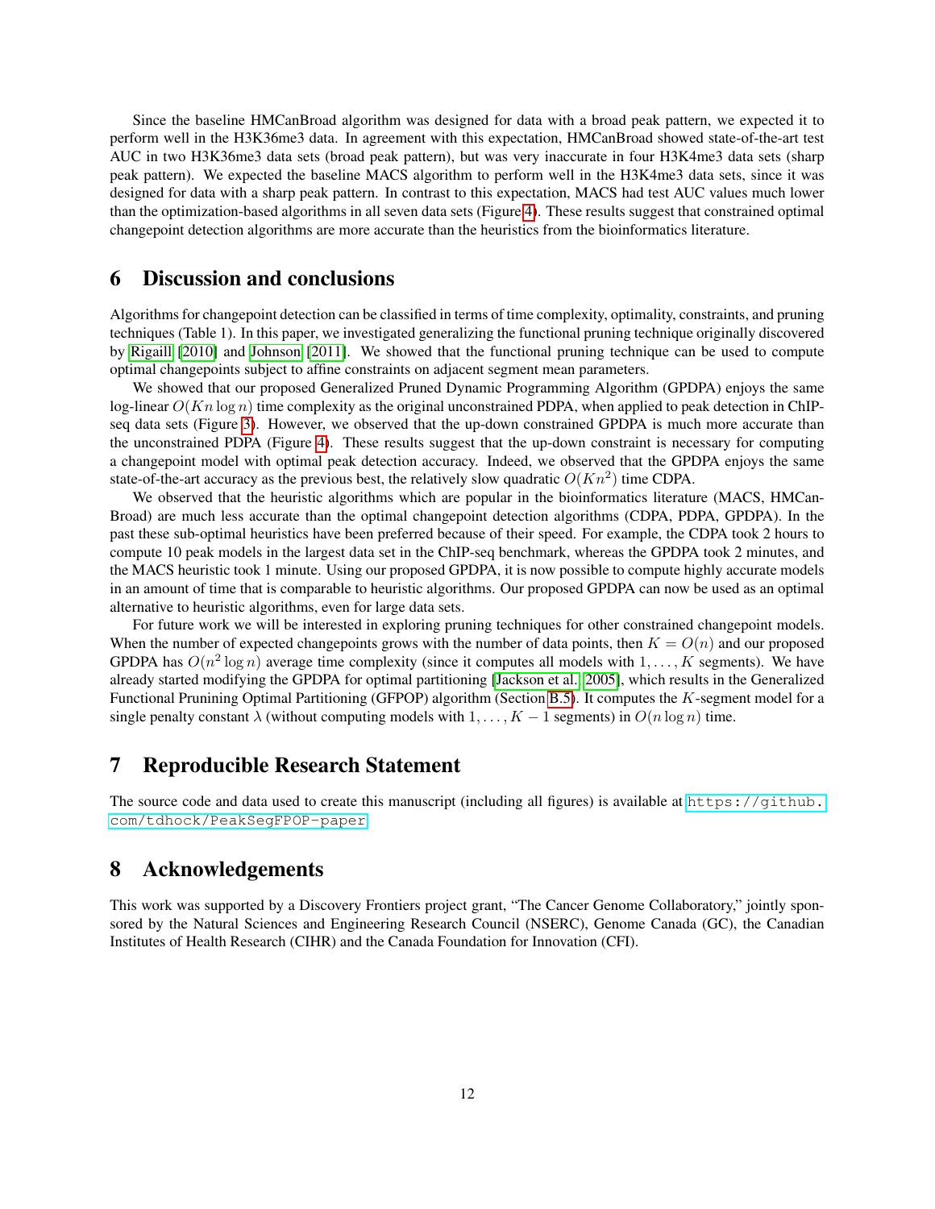Since the baseline HMCanBroad algorithm was designed for data with a broad peak pattern, we expected it to perform well in the H3K36me3 data. In agreement with this expectation, HMCanBroad showed state-of-the-art test AUC in two H3K36me3 data sets (broad peak pattern), but was very inaccurate in four H3K4me3 data sets (sharp peak pattern). We expected the baseline MACS algorithm to perform well in the H3K4me3 data sets, since it was designed for data with a sharp peak pattern. In contrast to this expectation, MACS had test AUC values much lower than the optimization-based algorithms in all seven data sets (Figure 4). These results suggest that constrained optimal changepoint detection algorithms are more accurate than the heuristics from the bioinformatics literature.

## 6 Discussion and conclusions

Algorithms for changepoint detection can be classified in terms of time complexity, optimality, constraints, and pruning techniques (Table 1). In this paper, we investigated generalizing the functional pruning technique originally discovered by Rigaill [2010] and Johnson [2011]. We showed that the functional pruning technique can be used to compute optimal changepoints subject to affine constraints on adjacent segment mean parameters.

We showed that our proposed Generalized Pruned Dynamic Programming Algorithm (GPDPA) enjoys the same log-linear $O(Kn \log n)$ time complexity as the original unconstrained PDPA, when applied to peak detection in ChIP-seq data sets (Figure 3). However, we observed that the up-down constrained GPDPA is much more accurate than the unconstrained PDPA (Figure 4). These results suggest that the up-down constraint is necessary for computing a changepoint model with optimal peak detection accuracy. Indeed, we observed that the GPDPA enjoys the same state-of-the-art accuracy as the previous best, the relatively slow quadratic $O(Kn^2)$ time CDPA.

We observed that the heuristic algorithms which are popular in the bioinformatics literature (MACS, HMCan-Broad) are much less accurate than the optimal changepoint detection algorithms (CDPA, PDPA, GPDPA). In the past these sub-optimal heuristics have been preferred because of their speed. For example, the CDPA took 2 hours to compute 10 peak models in the largest data set in the ChIP-seq benchmark, whereas the GPDPA took 2 minutes, and the MACS heuristic took 1 minute. Using our proposed GPDPA, it is now possible to compute highly accurate models in an amount of time that is comparable to heuristic algorithms. Our proposed GPDPA can now be used as an optimal alternative to heuristic algorithms, even for large data sets.

For future work we will be interested in exploring pruning techniques for other constrained changepoint models. When the number of expected changepoints grows with the number of data points, then $K = O(n)$ and our proposed GPDPA has $O(n^2 \log n)$ average time complexity (since it computes all models with $1, \dots, K$ segments). We have already started modifying the GPDPA for optimal partitioning [Jackson et al., 2005], which results in the Generalized Functional Prunining Optimal Partitioning (GFPOP) algorithm (Section B.5). It computes the $K$-segment model for a single penalty constant $\lambda$ (without computing models with $1, \dots, K-1$ segments) in $O(n \log n)$ time.

## 7 Reproducible Research Statement

The source code and data used to create this manuscript (including all figures) is available at https://github.com/tdhock/PeakSegFPOP-paper

## 8 Acknowledgements

This work was supported by a Discovery Frontiers project grant, "The Cancer Genome Collaboratory," jointly sponsored by the Natural Sciences and Engineering Research Council (NSERC), Genome Canada (GC), the Canadian Institutes of Health Research (CIHR) and the Canada Foundation for Innovation (CFI).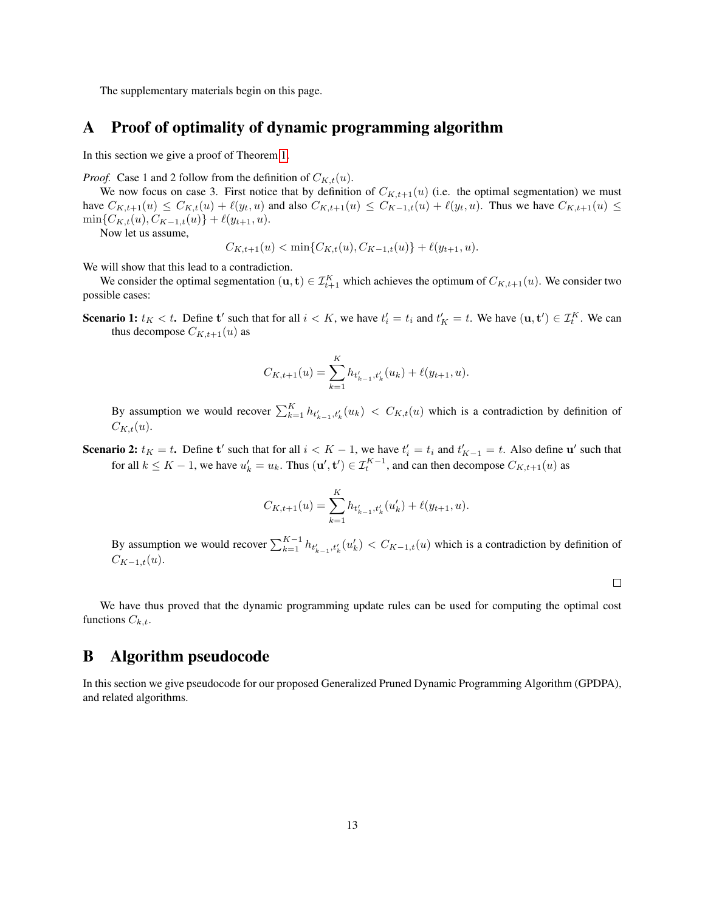The supplementary materials begin on this page.

# A Proof of optimality of dynamic programming algorithm

In this section we give a proof of Theorem 1.

*Proof.* Case 1 and 2 follow from the definition of $C_{K,t}(u)$.

We now focus on case 3. First notice that by definition of $C_{K,t+1}(u)$ (i.e. the optimal segmentation) we must have $C_{K,t+1}(u) \leq C_{K,t}(u) + \ell(y_t, u)$ and also $C_{K,t+1}(u) \leq C_{K-1,t}(u) + \ell(y_t, u)$. Thus we have $C_{K,t+1}(u) \leq \min\{C_{K,t}(u), C_{K-1,t}(u)\} + \ell(y_{t+1}, u)$.

Now let us assume,

$$C_{K,t+1}(u) < \min\{C_{K,t}(u), C_{K-1,t}(u)\} + \ell(y_{t+1}, u).$$

We will show that this lead to a contradiction.

We consider the optimal segmentation $(\mathbf{u}, \mathbf{t}) \in \mathcal{I}_{t+1}^K$ which achieves the optimum of $C_{K,t+1}(u)$. We consider two possible cases:

**Scenario 1:** $t_K < t$. Define $\mathbf{t}'$ such that for all $i < K$, we have $t'_i = t_i$ and $t'_K = t$. We have $(\mathbf{u}, \mathbf{t}') \in \mathcal{I}_t^K$. We can thus decompose $C_{K,t+1}(u)$ as

$$C_{K,t+1}(u) = \sum_{k=1}^{K} h_{t'_{k-1},t'_k}(u_k) + \ell(y_{t+1}, u).$$

By assumption we would recover $\sum_{k=1}^{K} h_{t'_{k-1},t'_k}(u_k) < C_{K,t}(u)$ which is a contradiction by definition of $C_{K,t}(u)$.

**Scenario 2:** $t_K = t$. Define $\mathbf{t}'$ such that for all $i < K-1$, we have $t'_i = t_i$ and $t'_{K-1} = t$. Also define $\mathbf{u}'$ such that for all $k \leq K-1$, we have $u'_k = u_k$. Thus $(\mathbf{u}', \mathbf{t}') \in \mathcal{I}_t^{K-1}$, and can then decompose $C_{K,t+1}(u)$ as

$$C_{K,t+1}(u) = \sum_{k=1}^{K} h_{t'_{k-1},t'_k}(u'_k) + \ell(y_{t+1}, u).$$

By assumption we would recover $\sum_{k=1}^{K-1} h_{t'_{k-1},t'_k}(u'_k) < C_{K-1,t}(u)$ which is a contradiction by definition of $C_{K-1,t}(u)$.

□

We have thus proved that the dynamic programming update rules can be used for computing the optimal cost functions $C_{k,t}$.

# B Algorithm pseudocode

In this section we give pseudocode for our proposed Generalized Pruned Dynamic Programming Algorithm (GPDPA), and related algorithms.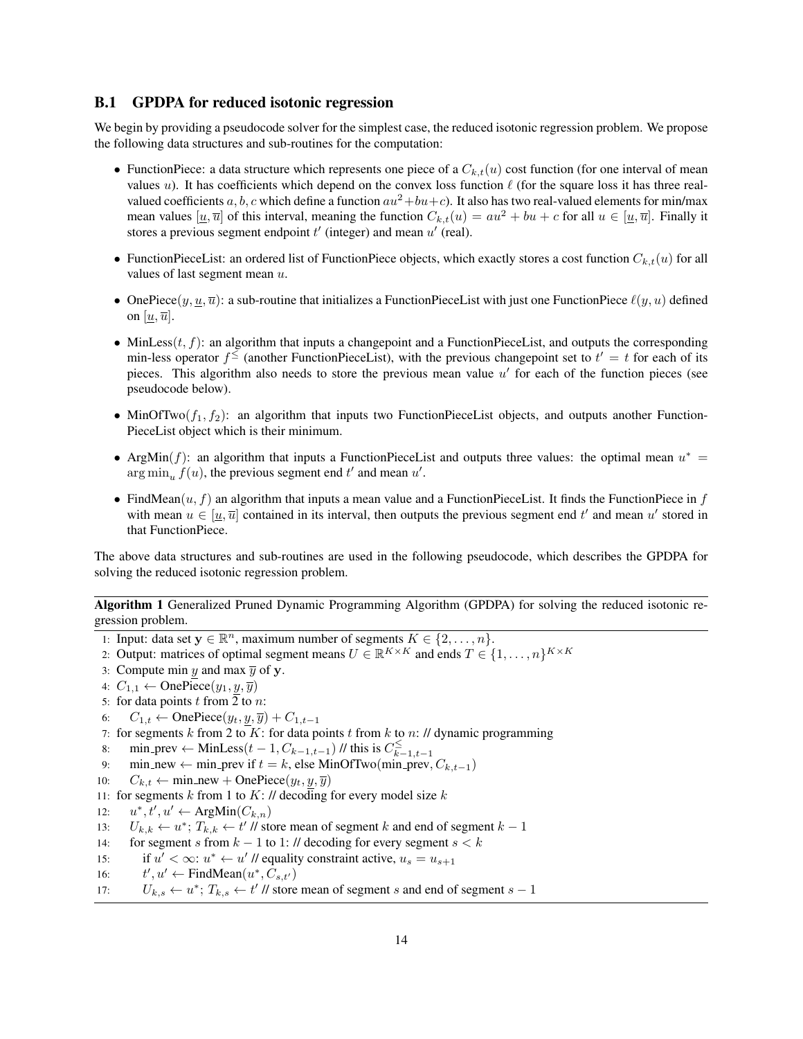### B.1 GPDPA for reduced isotonic regression

We begin by providing a pseudocode solver for the simplest case, the reduced isotonic regression problem. We propose the following data structures and sub-routines for the computation:

- FunctionPiece: a data structure which represents one piece of a $C_{k,t}(u)$ cost function (for one interval of mean values $u$). It has coefficients which depend on the convex loss function $\ell$ (for the square loss it has three real-valued coefficients $a, b, c$ which define a function $au^2+bu+c$). It also has two real-valued elements for min/max mean values $[\underline{u}, \overline{u}]$ of this interval, meaning the function $C_{k,t}(u) = au^2 + bu + c$ for all $u \in [\underline{u}, \overline{u}]$. Finally it stores a previous segment endpoint $t'$ (integer) and mean $u'$ (real).
- FunctionPieceList: an ordered list of FunctionPiece objects, which exactly stores a cost function $C_{k,t}(u)$ for all values of last segment mean $u$.
- OnePiece$(y, \underline{u}, \overline{u})$: a sub-routine that initializes a FunctionPieceList with just one FunctionPiece $\ell(y, u)$ defined on $[\underline{u}, \overline{u}]$.
- MinLess$(t, f)$: an algorithm that inputs a changepoint and a FunctionPieceList, and outputs the corresponding min-less operator $f^{\leq}$ (another FunctionPieceList), with the previous changepoint set to $t' = t$ for each of its pieces. This algorithm also needs to store the previous mean value $u'$ for each of the function pieces (see pseudocode below).
- MinOfTwo$(f_1, f_2)$: an algorithm that inputs two FunctionPieceList objects, and outputs another FunctionPieceList object which is their minimum.
- ArgMin$(f)$: an algorithm that inputs a FunctionPieceList and outputs three values: the optimal mean $u^* = \arg\min_u f(u)$, the previous segment end $t'$ and mean $u'$.
- FindMean$(u, f)$ an algorithm that inputs a mean value and a FunctionPieceList. It finds the FunctionPiece in $f$ with mean $u \in [\underline{u}, \overline{u}]$ contained in its interval, then outputs the previous segment end $t'$ and mean $u'$ stored in that FunctionPiece.

The above data structures and sub-routines are used in the following pseudocode, which describes the GPDPA for solving the reduced isotonic regression problem.

**Algorithm 1** Generalized Pruned Dynamic Programming Algorithm (GPDPA) for solving the reduced isotonic regression problem.

1: Input: data set $\mathbf{y} \in \mathbb{R}^n$, maximum number of segments $K \in \{2, \dots, n\}$.
2: Output: matrices of optimal segment means $U \in \mathbb{R}^{K \times K}$ and ends $T \in \{1, \dots, n\}^{K \times K}$
3: Compute min $\underline{y}$ and max $\overline{y}$ of $\mathbf{y}$.
4: $C_{1,1} \leftarrow$ OnePiece$(y_1, \underline{y}, \overline{y})$
5: for data points $t$ from 2 to $n$:
6: $\quad C_{1,t} \leftarrow$ OnePiece$(y_t, \underline{y}, \overline{y}) + C_{1,t-1}$
7: for segments $k$ from 2 to $K$: for data points $t$ from $k$ to $n$: // dynamic programming
8: $\quad$ min_prev $\leftarrow$ MinLess$(t-1, C_{k-1,t-1})$ // this is $C^{\leq}_{k-1,t-1}$
9: $\quad$ min_new $\leftarrow$ min_prev if $t = k$, else MinOfTwo(min_prev, $C_{k,t-1}$)
10: $\quad C_{k,t} \leftarrow$ min_new + OnePiece$(y_t, \underline{y}, \overline{y})$
11: for segments $k$ from 1 to $K$: // decoding for every model size $k$
12: $\quad u^*, t', u' \leftarrow$ ArgMin$(C_{k,n})$
13: $\quad U_{k,k} \leftarrow u^*$; $T_{k,k} \leftarrow t'$ // store mean of segment $k$ and end of segment $k-1$
14: $\quad$ for segment $s$ from $k-1$ to 1: // decoding for every segment $s < k$
15: $\quad\quad$ if $u' < \infty$: $u^* \leftarrow u'$ // equality constraint active, $u_s = u_{s+1}$
16: $\quad\quad t', u' \leftarrow$ FindMean$(u^*, C_{s,t'})$
17: $\quad\quad U_{k,s} \leftarrow u^*$; $T_{k,s} \leftarrow t'$ // store mean of segment $s$ and end of segment $s-1$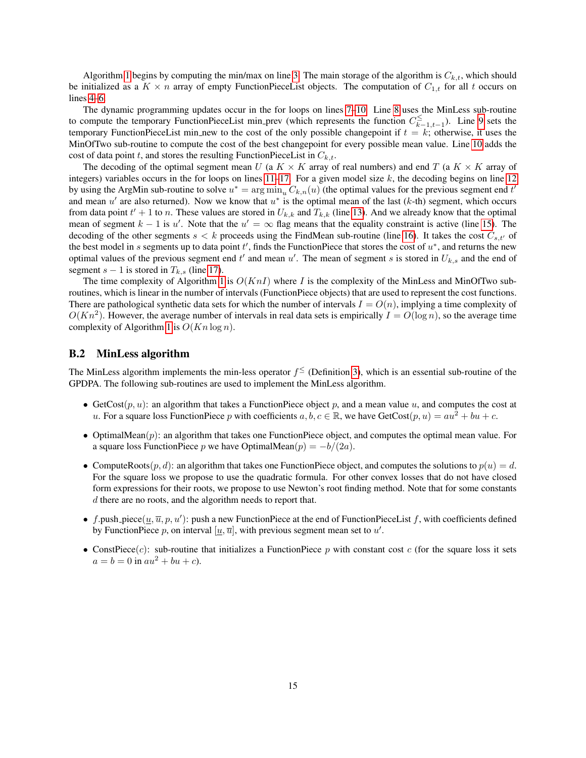Algorithm 1 begins by computing the min/max on line 3. The main storage of the algorithm is $C_{k,t}$, which should be initialized as a $K \times n$ array of empty FunctionPieceList objects. The computation of $C_{1,t}$ for all $t$ occurs on lines 4–6.

The dynamic programming updates occur in the for loops on lines 7–10. Line 8 uses the MinLess sub-routine to compute the temporary FunctionPieceList min_prev (which represents the function $C^{\leq}_{k-1,t-1}$). Line 9 sets the temporary FunctionPieceList min_new to the cost of the only possible changepoint if $t = k$; otherwise, it uses the MinOfTwo sub-routine to compute the cost of the best changepoint for every possible mean value. Line 10 adds the cost of data point $t$, and stores the resulting FunctionPieceList in $C_{k,t}$.

The decoding of the optimal segment mean $U$ (a $K \times K$ array of real numbers) and end $T$ (a $K \times K$ array of integers) variables occurs in the for loops on lines 11–17. For a given model size $k$, the decoding begins on line 12 by using the ArgMin sub-routine to solve $u^* = \arg\min_u C_{k,n}(u)$ (the optimal values for the previous segment end $t'$ and mean $u'$ are also returned). Now we know that $u^*$ is the optimal mean of the last ($k$-th) segment, which occurs from data point $t' + 1$ to $n$. These values are stored in $U_{k,k}$ and $T_{k,k}$ (line 13). And we already know that the optimal mean of segment $k - 1$ is $u'$. Note that the $u' = \infty$ flag means that the equality constraint is active (line 15). The decoding of the other segments $s < k$ proceeds using the FindMean sub-routine (line 16). It takes the cost $C_{s,t'}$ of the best model in $s$ segments up to data point $t'$, finds the FunctionPiece that stores the cost of $u^*$, and returns the new optimal values of the previous segment end $t'$ and mean $u'$. The mean of segment $s$ is stored in $U_{k,s}$ and the end of segment $s - 1$ is stored in $T_{k,s}$ (line 17).

The time complexity of Algorithm 1 is $O(KnI)$ where $I$ is the complexity of the MinLess and MinOfTwo sub-routines, which is linear in the number of intervals (FunctionPiece objects) that are used to represent the cost functions. There are pathological synthetic data sets for which the number of intervals $I = O(n)$, implying a time complexity of $O(Kn^2)$. However, the average number of intervals in real data sets is empirically $I = O(\log n)$, so the average time complexity of Algorithm 1 is $O(Kn \log n)$.

## B.2 MinLess algorithm

The MinLess algorithm implements the min-less operator $f^{\leq}$ (Definition 3), which is an essential sub-routine of the GPDPA. The following sub-routines are used to implement the MinLess algorithm.

- GetCost$(p, u)$: an algorithm that takes a FunctionPiece object $p$, and a mean value $u$, and computes the cost at $u$. For a square loss FunctionPiece $p$ with coefficients $a, b, c \in \mathbb{R}$, we have GetCost$(p, u) = au^2 + bu + c$.
- OptimalMean$(p)$: an algorithm that takes one FunctionPiece object, and computes the optimal mean value. For a square loss FunctionPiece $p$ we have OptimalMean$(p) = -b/(2a)$.
- ComputeRoots$(p, d)$: an algorithm that takes one FunctionPiece object, and computes the solutions to $p(u) = d$. For the square loss we propose to use the quadratic formula. For other convex losses that do not have closed form expressions for their roots, we propose to use Newton's root finding method. Note that for some constants $d$ there are no roots, and the algorithm needs to report that.
- $f$.push_piece$(\underline{u}, \overline{u}, p, u')$: push a new FunctionPiece at the end of FunctionPieceList $f$, with coefficients defined by FunctionPiece $p$, on interval $[\underline{u}, \overline{u}]$, with previous segment mean set to $u'$.
- ConstPiece$(c)$: sub-routine that initializes a FunctionPiece $p$ with constant cost $c$ (for the square loss it sets $a = b = 0$ in $au^2 + bu + c$).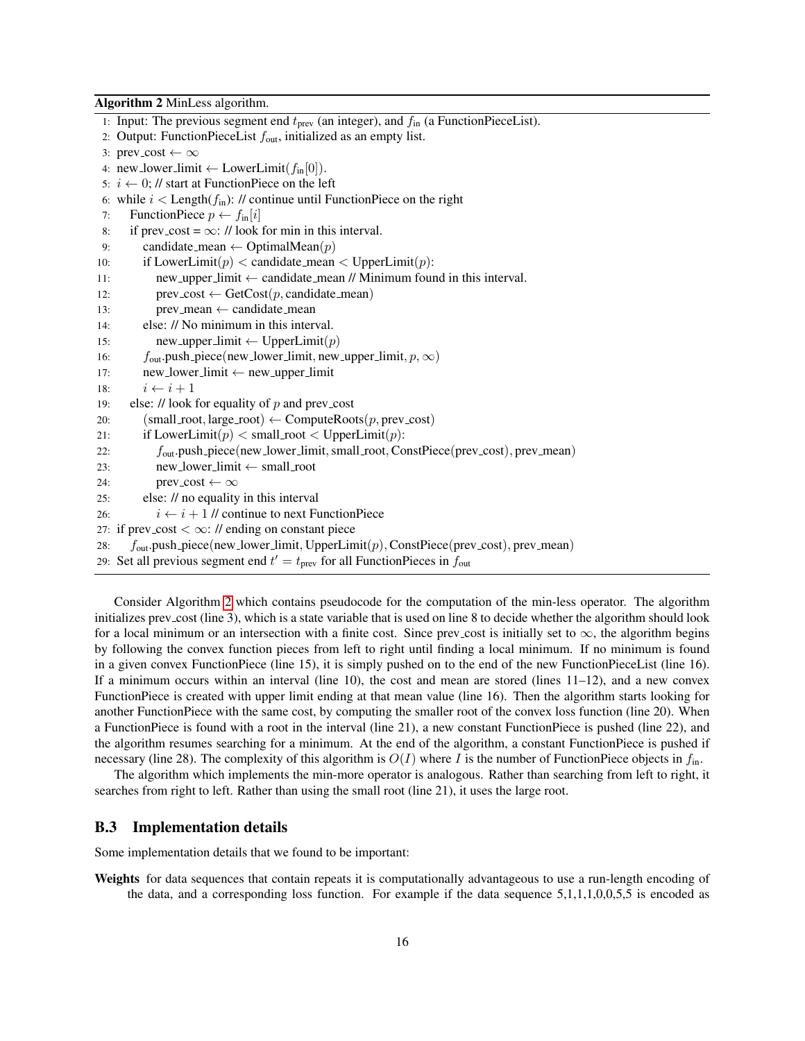**Algorithm 2** MinLess algorithm.

```
 1: Input: The previous segment end t_prev (an integer), and f_in (a FunctionPieceList).
 2: Output: FunctionPieceList f_out, initialized as an empty list.
 3: prev_cost ← ∞
 4: new_lower_limit ← LowerLimit(f_in[0]).
 5: i ← 0; // start at FunctionPiece on the left
 6: while i < Length(f_in): // continue until FunctionPiece on the right
 7:    FunctionPiece p ← f_in[i]
 8:    if prev_cost = ∞: // look for min in this interval.
 9:       candidate_mean ← OptimalMean(p)
10:       if LowerLimit(p) < candidate_mean < UpperLimit(p):
11:          new_upper_limit ← candidate_mean // Minimum found in this interval.
12:          prev_cost ← GetCost(p, candidate_mean)
13:          prev_mean ← candidate_mean
14:       else: // No minimum in this interval.
15:          new_upper_limit ← UpperLimit(p)
16:       f_out.push_piece(new_lower_limit, new_upper_limit, p, ∞)
17:       new_lower_limit ← new_upper_limit
18:       i ← i + 1
19:    else: // look for equality of p and prev_cost
20:       (small_root, large_root) ← ComputeRoots(p, prev_cost)
21:       if LowerLimit(p) < small_root < UpperLimit(p):
22:          f_out.push_piece(new_lower_limit, small_root, ConstPiece(prev_cost), prev_mean)
23:          new_lower_limit ← small_root
24:          prev_cost ← ∞
25:       else: // no equality in this interval
26:          i ← i + 1 // continue to next FunctionPiece
27: if prev_cost < ∞: // ending on constant piece
28:    f_out.push_piece(new_lower_limit, UpperLimit(p), ConstPiece(prev_cost), prev_mean)
29: Set all previous segment end t' = t_prev for all FunctionPieces in f_out
```

Consider Algorithm 2 which contains pseudocode for the computation of the min-less operator. The algorithm initializes prev_cost (line 3), which is a state variable that is used on line 8 to decide whether the algorithm should look for a local minimum or an intersection with a finite cost. Since prev_cost is initially set to $\infty$, the algorithm begins by following the convex function pieces from left to right until finding a local minimum. If no minimum is found in a given convex FunctionPiece (line 15), it is simply pushed on to the end of the new FunctionPieceList (line 16). If a minimum occurs within an interval (line 10), the cost and mean are stored (lines 11–12), and a new convex FunctionPiece is created with upper limit ending at that mean value (line 16). Then the algorithm starts looking for another FunctionPiece with the same cost, by computing the smaller root of the convex loss function (line 20). When a FunctionPiece is found with a root in the interval (line 21), a new constant FunctionPiece is pushed (line 22), and the algorithm resumes searching for a minimum. At the end of the algorithm, a constant FunctionPiece is pushed if necessary (line 28). The complexity of this algorithm is $O(I)$ where $I$ is the number of FunctionPiece objects in $f_{\text{in}}$.

The algorithm which implements the min-more operator is analogous. Rather than searching from left to right, it searches from right to left. Rather than using the small root (line 21), it uses the large root.

## B.3 Implementation details

Some implementation details that we found to be important:

**Weights** for data sequences that contain repeats it is computationally advantageous to use a run-length encoding of the data, and a corresponding loss function. For example if the data sequence 5,1,1,1,0,0,5,5 is encoded as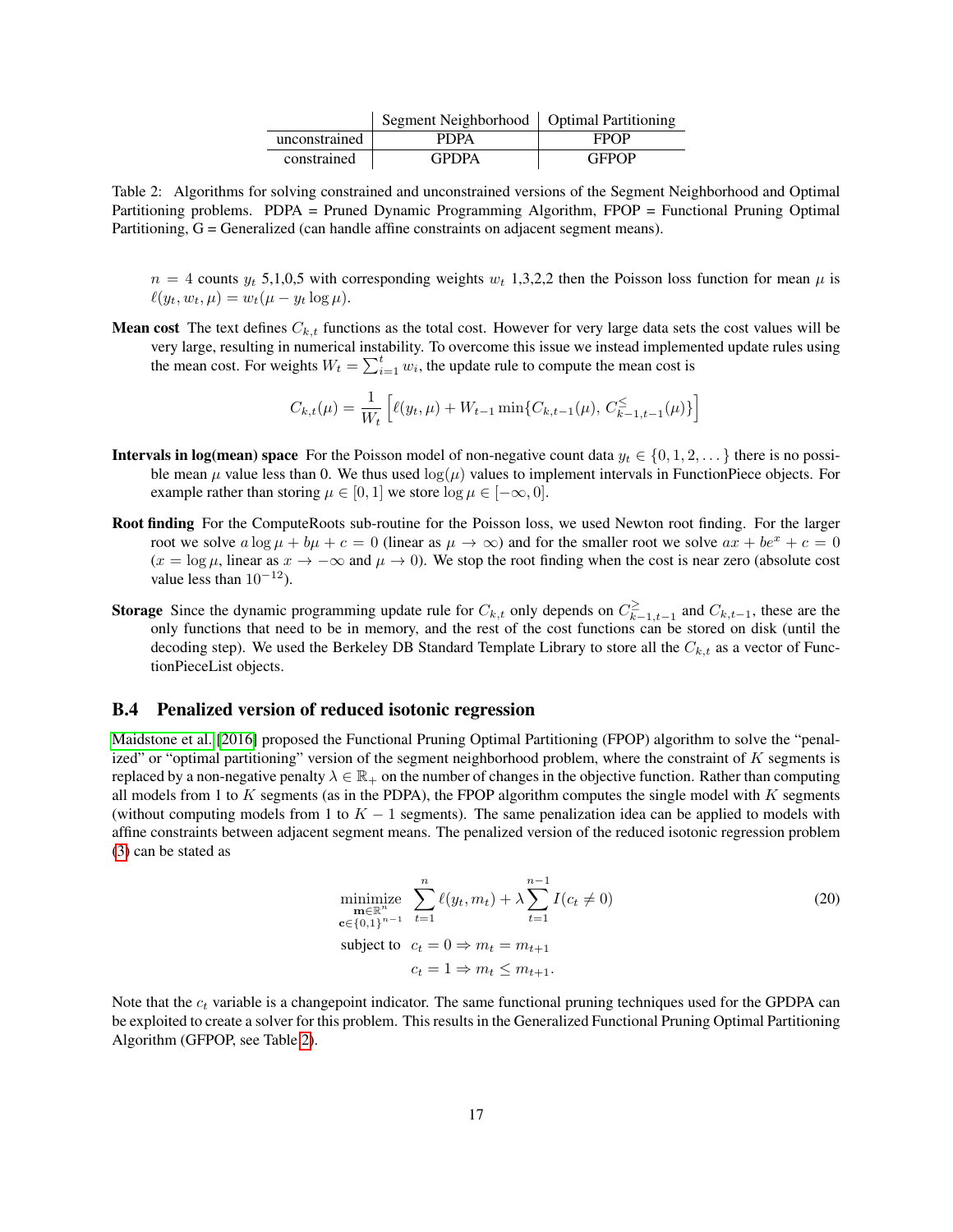| | Segment Neighborhood | Optimal Partitioning |
|---|---|---|
| unconstrained | PDPA | FPOP |
| constrained | GPDPA | GFPOP |

Table 2: Algorithms for solving constrained and unconstrained versions of the Segment Neighborhood and Optimal Partitioning problems. PDPA = Pruned Dynamic Programming Algorithm, FPOP = Functional Pruning Optimal Partitioning, G = Generalized (can handle affine constraints on adjacent segment means).

$n = 4$ counts $y_t$ 5,1,0,5 with corresponding weights $w_t$ 1,3,2,2 then the Poisson loss function for mean $\mu$ is $\ell(y_t, w_t, \mu) = w_t(\mu - y_t \log \mu)$.

**Mean cost** The text defines $C_{k,t}$ functions as the total cost. However for very large data sets the cost values will be very large, resulting in numerical instability. To overcome this issue we instead implemented update rules using the mean cost. For weights $W_t = \sum_{i=1}^{t} w_i$, the update rule to compute the mean cost is

$$C_{k,t}(\mu) = \frac{1}{W_t}\left[\ell(y_t, \mu) + W_{t-1} \min\{C_{k,t-1}(\mu),\, C^{\leq}_{k-1,t-1}(\mu)\}\right]$$

**Intervals in log(mean) space** For the Poisson model of non-negative count data $y_t \in \{0, 1, 2, \dots\}$ there is no possible mean $\mu$ value less than 0. We thus used $\log(\mu)$ values to implement intervals in FunctionPiece objects. For example rather than storing $\mu \in [0, 1]$ we store $\log \mu \in [-\infty, 0]$.

**Root finding** For the ComputeRoots sub-routine for the Poisson loss, we used Newton root finding. For the larger root we solve $a \log \mu + b\mu + c = 0$ (linear as $\mu \to \infty$) and for the smaller root we solve $ax + be^x + c = 0$ ($x = \log \mu$, linear as $x \to -\infty$ and $\mu \to 0$). We stop the root finding when the cost is near zero (absolute cost value less than $10^{-12}$).

**Storage** Since the dynamic programming update rule for $C_{k,t}$ only depends on $C^{\geq}_{k-1,t-1}$ and $C_{k,t-1}$, these are the only functions that need to be in memory, and the rest of the cost functions can be stored on disk (until the decoding step). We used the Berkeley DB Standard Template Library to store all the $C_{k,t}$ as a vector of FunctionPieceList objects.

## B.4 Penalized version of reduced isotonic regression

Maidstone et al. [2016] proposed the Functional Pruning Optimal Partitioning (FPOP) algorithm to solve the "penalized" or "optimal partitioning" version of the segment neighborhood problem, where the constraint of $K$ segments is replaced by a non-negative penalty $\lambda \in \mathbb{R}_+$ on the number of changes in the objective function. Rather than computing all models from 1 to $K$ segments (as in the PDPA), the FPOP algorithm computes the single model with $K$ segments (without computing models from 1 to $K - 1$ segments). The same penalization idea can be applied to models with affine constraints between adjacent segment means. The penalized version of the reduced isotonic regression problem (3) can be stated as

$$\begin{aligned}
\underset{\substack{\mathbf{m} \in \mathbb{R}^n \\ \mathbf{c} \in \{0,1\}^{n-1}}}{\text{minimize}} \quad & \sum_{t=1}^{n} \ell(y_t, m_t) + \lambda \sum_{t=1}^{n-1} I(c_t \neq 0) \\
\text{subject to} \quad & c_t = 0 \Rightarrow m_t = m_{t+1} \\
& c_t = 1 \Rightarrow m_t \leq m_{t+1}.
\end{aligned} \tag{20}$$

Note that the $c_t$ variable is a changepoint indicator. The same functional pruning techniques used for the GPDPA can be exploited to create a solver for this problem. This results in the Generalized Functional Pruning Optimal Partitioning Algorithm (GFPOP, see Table 2).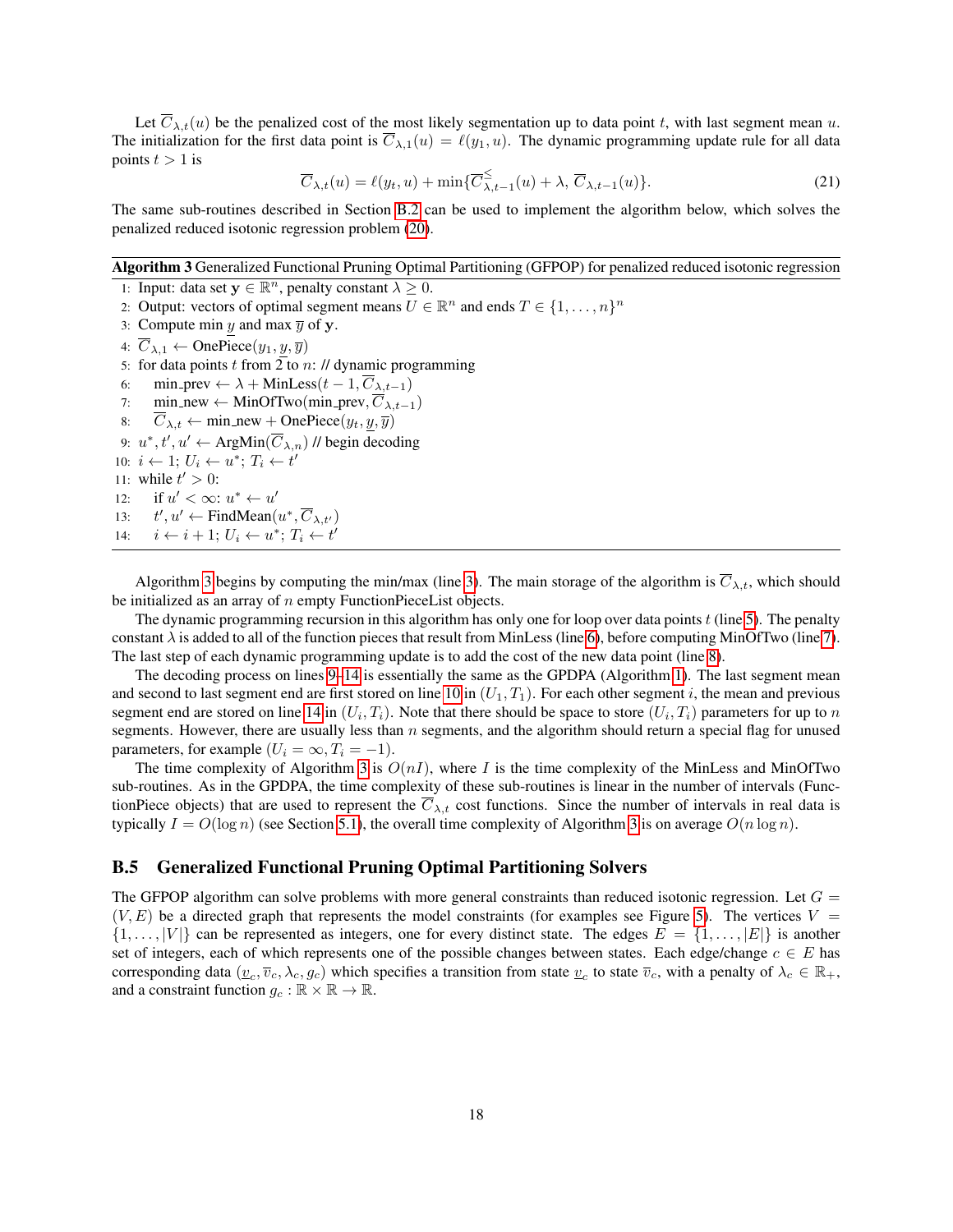Let $\overline{C}_{\lambda,t}(u)$ be the penalized cost of the most likely segmentation up to data point $t$, with last segment mean $u$. The initialization for the first data point is $\overline{C}_{\lambda,1}(u) = \ell(y_1, u)$. The dynamic programming update rule for all data points $t > 1$ is

$$\overline{C}_{\lambda,t}(u) = \ell(y_t, u) + \min\{\overline{C}^{\leq}_{\lambda,t-1}(u) + \lambda, \overline{C}_{\lambda,t-1}(u)\}. \tag{21}$$

The same sub-routines described in Section B.2 can be used to implement the algorithm below, which solves the penalized reduced isotonic regression problem (20).

**Algorithm 3** Generalized Functional Pruning Optimal Partitioning (GFPOP) for penalized reduced isotonic regression

1: Input: data set $\mathbf{y} \in \mathbb{R}^n$, penalty constant $\lambda \geq 0$.
2: Output: vectors of optimal segment means $U \in \mathbb{R}^n$ and ends $T \in \{1, \dots, n\}^n$
3: Compute min $\underline{y}$ and max $\overline{y}$ of $\mathbf{y}$.
4: $\overline{C}_{\lambda,1} \leftarrow$ OnePiece$(y_1, \underline{y}, \overline{y})$
5: for data points $t$ from 2 to $n$: // dynamic programming
6: min_prev $\leftarrow \lambda +$ MinLess$(t-1, \overline{C}_{\lambda,t-1})$
7: min_new $\leftarrow$ MinOfTwo(min_prev, $\overline{C}_{\lambda,t-1}$)
8: $\overline{C}_{\lambda,t} \leftarrow$ min_new + OnePiece$(y_t, \underline{y}, \overline{y})$
9: $u^*, t', u' \leftarrow$ ArgMin$(\overline{C}_{\lambda,n})$ // begin decoding
10: $i \leftarrow 1$; $U_i \leftarrow u^*$; $T_i \leftarrow t'$
11: while $t' > 0$:
12: if $u' < \infty$: $u^* \leftarrow u'$
13: $t', u' \leftarrow$ FindMean$(u^*, \overline{C}_{\lambda,t'})$
14: $i \leftarrow i + 1$; $U_i \leftarrow u^*$; $T_i \leftarrow t'$

Algorithm 3 begins by computing the min/max (line 3). The main storage of the algorithm is $\overline{C}_{\lambda,t}$, which should be initialized as an array of $n$ empty FunctionPieceList objects.

The dynamic programming recursion in this algorithm has only one for loop over data points $t$ (line 5). The penalty constant $\lambda$ is added to all of the function pieces that result from MinLess (line 6), before computing MinOfTwo (line 7). The last step of each dynamic programming update is to add the cost of the new data point (line 8).

The decoding process on lines 9–14 is essentially the same as the GPDPA (Algorithm 1). The last segment mean and second to last segment end are first stored on line 10 in $(U_1, T_1)$. For each other segment $i$, the mean and previous segment end are stored on line 14 in $(U_i, T_i)$. Note that there should be space to store $(U_i, T_i)$ parameters for up to $n$ segments. However, there are usually less than $n$ segments, and the algorithm should return a special flag for unused parameters, for example $(U_i = \infty, T_i = -1)$.

The time complexity of Algorithm 3 is $O(nI)$, where $I$ is the time complexity of the MinLess and MinOfTwo sub-routines. As in the GPDPA, the time complexity of these sub-routines is linear in the number of intervals (FunctionPiece objects) that are used to represent the $\overline{C}_{\lambda,t}$ cost functions. Since the number of intervals in real data is typically $I = O(\log n)$ (see Section 5.1), the overall time complexity of Algorithm 3 is on average $O(n \log n)$.

## B.5 Generalized Functional Pruning Optimal Partitioning Solvers

The GFPOP algorithm can solve problems with more general constraints than reduced isotonic regression. Let $G = (V, E)$ be a directed graph that represents the model constraints (for examples see Figure 5). The vertices $V = \{1, \dots, |V|\}$ can be represented as integers, one for every distinct state. The edges $E = \{1, \dots, |E|\}$ is another set of integers, each of which represents one of the possible changes between states. Each edge/change $c \in E$ has corresponding data $(\underline{v}_c, \overline{v}_c, \lambda_c, g_c)$ which specifies a transition from state $\underline{v}_c$ to state $\overline{v}_c$, with a penalty of $\lambda_c \in \mathbb{R}_+$, and a constraint function $g_c : \mathbb{R} \times \mathbb{R} \to \mathbb{R}$.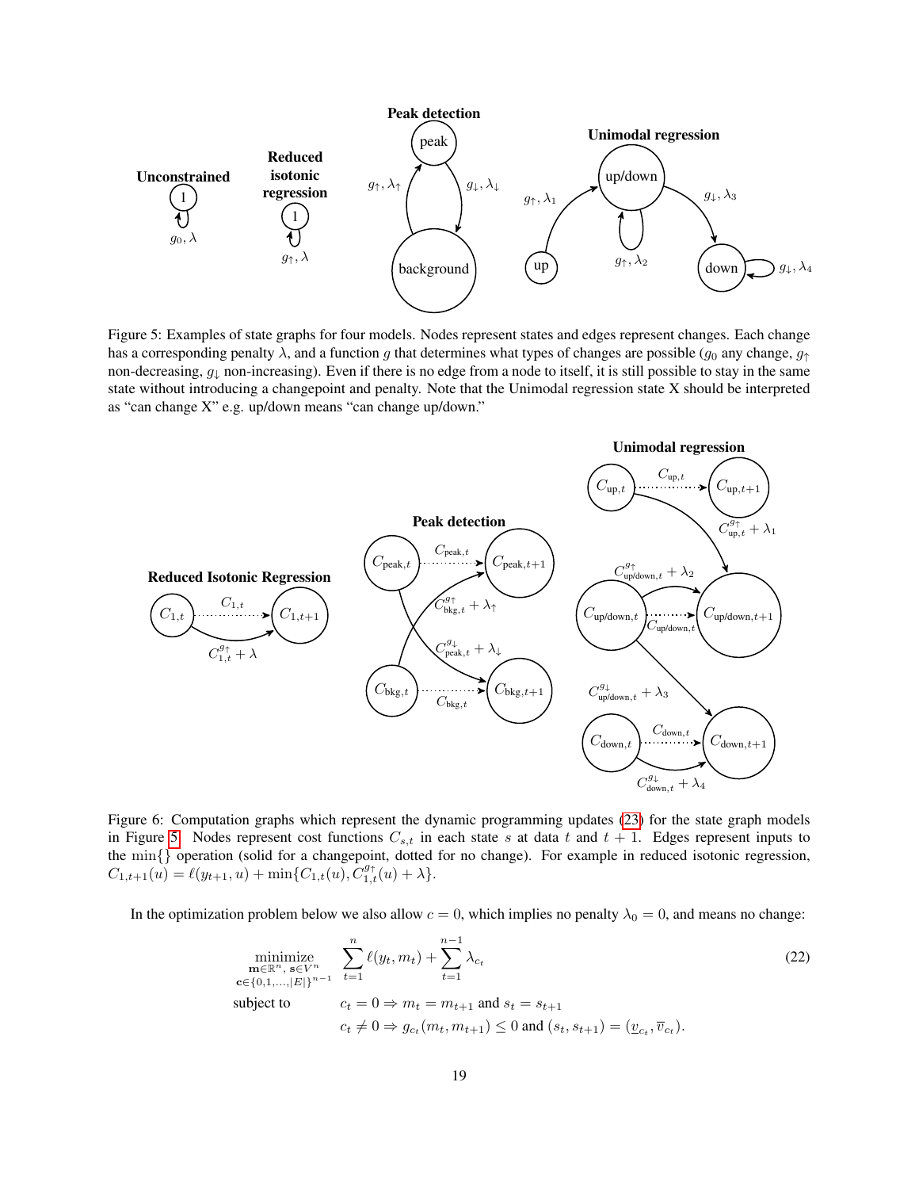**Unconstrained**

1

$g_0, \lambda$

**Reduced isotonic regression**

1

$g_\uparrow, \lambda$

**Peak detection**

peak

background

$g_\uparrow, \lambda_\uparrow$

$g_\downarrow, \lambda_\downarrow$

**Unimodal regression**

up/down

up

down

$g_\uparrow, \lambda_1$

$g_\uparrow, \lambda_2$

$g_\downarrow, \lambda_3$

$g_\downarrow, \lambda_4$

Figure 5: Examples of state graphs for four models. Nodes represent states and edges represent changes. Each change has a corresponding penalty $\lambda$, and a function $g$ that determines what types of changes are possible ($g_0$ any change, $g_\uparrow$ non-decreasing, $g_\downarrow$ non-increasing). Even if there is no edge from a node to itself, it is still possible to stay in the same state without introducing a changepoint and penalty. Note that the Unimodal regression state X should be interpreted as "can change X" e.g. up/down means "can change up/down."

**Reduced Isotonic Regression**

$C_{1,t}$, $C_{1,t+1}$, $C_{1,t}$, $C^{g_\uparrow}_{1,t} + \lambda$

**Peak detection**

$C_{\text{peak},t}$, $C_{\text{peak},t+1}$, $C_{\text{bkg},t}$, $C_{\text{bkg},t+1}$, $C_{\text{peak},t}$, $C^{g_\uparrow}_{\text{bkg},t} + \lambda_\uparrow$, $C^{g_\downarrow}_{\text{peak},t} + \lambda_\downarrow$, $C_{\text{bkg},t}$

**Unimodal regression**

$C_{\text{up},t}$, $C_{\text{up},t+1}$, $C_{\text{up},t}$, $C^{g_\uparrow}_{\text{up},t} + \lambda_1$, $C^{g_\uparrow}_{\text{up/down},t} + \lambda_2$, $C_{\text{up/down},t}$, $C_{\text{up/down},t+1}$, $C_{\text{up/down},t}$, $C^{g_\downarrow}_{\text{up/down},t} + \lambda_3$, $C_{\text{down},t}$, $C_{\text{down},t+1}$, $C_{\text{down},t}$, $C^{g_\downarrow}_{\text{down},t} + \lambda_4$

Figure 6: Computation graphs which represent the dynamic programming updates (23) for the state graph models in Figure 5. Nodes represent cost functions $C_{s,t}$ in each state $s$ at data $t$ and $t+1$. Edges represent inputs to the $\min\{\}$ operation (solid for a changepoint, dotted for no change). For example in reduced isotonic regression, $C_{1,t+1}(u) = \ell(y_{t+1}, u) + \min\{C_{1,t}(u), C^{g_\uparrow}_{1,t}(u) + \lambda\}$.

In the optimization problem below we also allow $c = 0$, which implies no penalty $\lambda_0 = 0$, and means no change:

$$
\begin{aligned}
\underset{\substack{\mathbf{m}\in\mathbb{R}^n,\ \mathbf{s}\in V^n\\ \mathbf{c}\in\{0,1,\dots,|E|\}^{n-1}}}{\text{minimize}} \quad & \sum_{t=1}^{n} \ell(y_t, m_t) + \sum_{t=1}^{n-1} \lambda_{c_t} \qquad (22)\\
\text{subject to} \quad & c_t = 0 \Rightarrow m_t = m_{t+1} \text{ and } s_t = s_{t+1}\\
& c_t \neq 0 \Rightarrow g_{c_t}(m_t, m_{t+1}) \leq 0 \text{ and } (s_t, s_{t+1}) = (\underline{v}_{c_t}, \overline{v}_{c_t}).
\end{aligned}
$$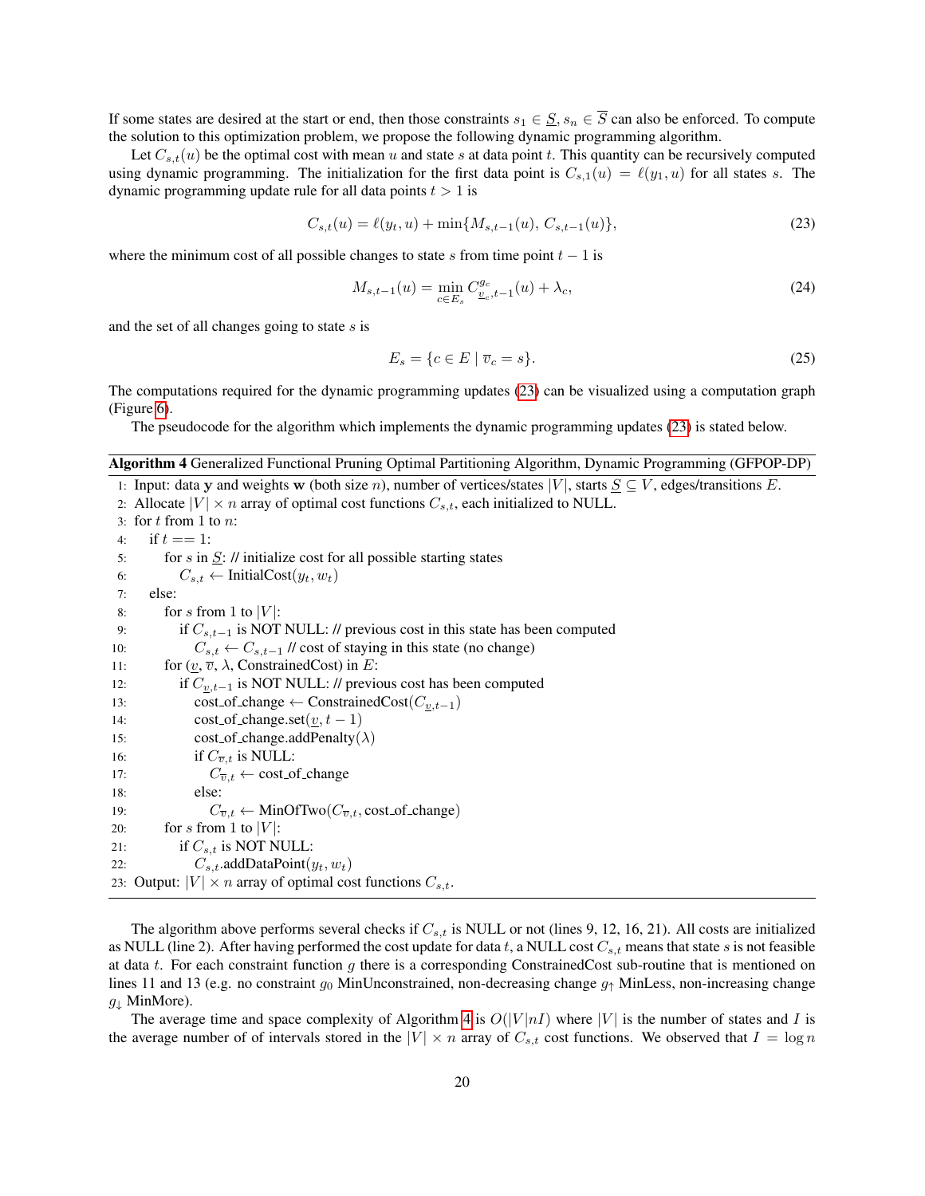If some states are desired at the start or end, then those constraints $s_1 \in \underline{S}, s_n \in \overline{S}$ can also be enforced. To compute the solution to this optimization problem, we propose the following dynamic programming algorithm.

Let $C_{s,t}(u)$ be the optimal cost with mean $u$ and state $s$ at data point $t$. This quantity can be recursively computed using dynamic programming. The initialization for the first data point is $C_{s,1}(u) = \ell(y_1, u)$ for all states $s$. The dynamic programming update rule for all data points $t > 1$ is

$$C_{s,t}(u) = \ell(y_t, u) + \min\{M_{s,t-1}(u),\, C_{s,t-1}(u)\}, \tag{23}$$

where the minimum cost of all possible changes to state $s$ from time point $t-1$ is

$$M_{s,t-1}(u) = \min_{c \in E_s} C^{g_c}_{\underline{v}_c, t-1}(u) + \lambda_c, \tag{24}$$

and the set of all changes going to state $s$ is

$$E_s = \{c \in E \mid \overline{v}_c = s\}. \tag{25}$$

The computations required for the dynamic programming updates (23) can be visualized using a computation graph (Figure 6).

The pseudocode for the algorithm which implements the dynamic programming updates (23) is stated below.

**Algorithm 4** Generalized Functional Pruning Optimal Partitioning Algorithm, Dynamic Programming (GFPOP-DP)

```
1:  Input: data y and weights w (both size n), number of vertices/states |V|, starts S̲ ⊆ V, edges/transitions E.
2:  Allocate |V| × n array of optimal cost functions C_{s,t}, each initialized to NULL.
3:  for t from 1 to n:
4:    if t == 1:
5:      for s in S̲: // initialize cost for all possible starting states
6:        C_{s,t} ← InitialCost(y_t, w_t)
7:    else:
8:      for s from 1 to |V|:
9:        if C_{s,t-1} is NOT NULL: // previous cost in this state has been computed
10:         C_{s,t} ← C_{s,t-1} // cost of staying in this state (no change)
11:     for (v̲, v̄, λ, ConstrainedCost) in E:
12:       if C_{v̲,t-1} is NOT NULL: // previous cost has been computed
13:         cost_of_change ← ConstrainedCost(C_{v̲,t-1})
14:         cost_of_change.set(v̲, t − 1)
15:         cost_of_change.addPenalty(λ)
16:         if C_{v̄,t} is NULL:
17:           C_{v̄,t} ← cost_of_change
18:         else:
19:           C_{v̄,t} ← MinOfTwo(C_{v̄,t}, cost_of_change)
20:     for s from 1 to |V|:
21:       if C_{s,t} is NOT NULL:
22:         C_{s,t}.addDataPoint(y_t, w_t)
23: Output: |V| × n array of optimal cost functions C_{s,t}.
```

The algorithm above performs several checks if $C_{s,t}$ is NULL or not (lines 9, 12, 16, 21). All costs are initialized as NULL (line 2). After having performed the cost update for data $t$, a NULL cost $C_{s,t}$ means that state $s$ is not feasible at data $t$. For each constraint function $g$ there is a corresponding ConstrainedCost sub-routine that is mentioned on lines 11 and 13 (e.g. no constraint $g_0$ MinUnconstrained, non-decreasing change $g_\uparrow$ MinLess, non-increasing change $g_\downarrow$ MinMore).

The average time and space complexity of Algorithm 4 is $O(|V|nI)$ where $|V|$ is the number of states and $I$ is the average number of of intervals stored in the $|V| \times n$ array of $C_{s,t}$ cost functions. We observed that $I = \log n$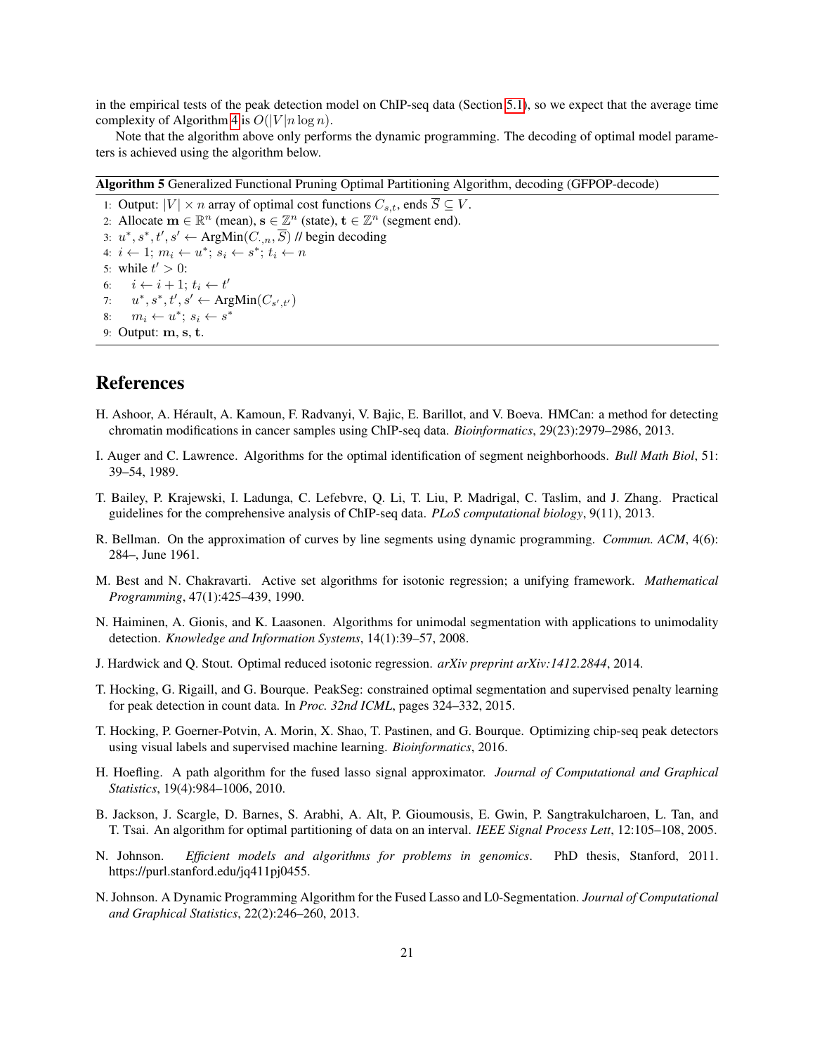in the empirical tests of the peak detection model on ChIP-seq data (Section 5.1), so we expect that the average time complexity of Algorithm 4 is $O(|V|n \log n)$.

Note that the algorithm above only performs the dynamic programming. The decoding of optimal model parameters is achieved using the algorithm below.

**Algorithm 5** Generalized Functional Pruning Optimal Partitioning Algorithm, decoding (GFPOP-decode)

1: Output: $|V| \times n$ array of optimal cost functions $C_{s,t}$, ends $\overline{S} \subseteq V$.
2: Allocate $\mathbf{m} \in \mathbb{R}^n$ (mean), $\mathbf{s} \in \mathbb{Z}^n$ (state), $\mathbf{t} \in \mathbb{Z}^n$ (segment end).
3: $u^*, s^*, t', s' \leftarrow \text{ArgMin}(C_{\cdot,n}, \overline{S})$ // begin decoding
4: $i \leftarrow 1$; $m_i \leftarrow u^*$; $s_i \leftarrow s^*$; $t_i \leftarrow n$
5: while $t' > 0$:
6: $\quad i \leftarrow i + 1$; $t_i \leftarrow t'$
7: $\quad u^*, s^*, t', s' \leftarrow \text{ArgMin}(C_{s',t'})$
8: $\quad m_i \leftarrow u^*$; $s_i \leftarrow s^*$
9: Output: $\mathbf{m}, \mathbf{s}, \mathbf{t}$.

# References

H. Ashoor, A. Hérault, A. Kamoun, F. Radvanyi, V. Bajic, E. Barillot, and V. Boeva. HMCan: a method for detecting chromatin modifications in cancer samples using ChIP-seq data. *Bioinformatics*, 29(23):2979–2986, 2013.

I. Auger and C. Lawrence. Algorithms for the optimal identification of segment neighborhoods. *Bull Math Biol*, 51: 39–54, 1989.

T. Bailey, P. Krajewski, I. Ladunga, C. Lefebvre, Q. Li, T. Liu, P. Madrigal, C. Taslim, and J. Zhang. Practical guidelines for the comprehensive analysis of ChIP-seq data. *PLoS computational biology*, 9(11), 2013.

R. Bellman. On the approximation of curves by line segments using dynamic programming. *Commun. ACM*, 4(6): 284–, June 1961.

M. Best and N. Chakravarti. Active set algorithms for isotonic regression; a unifying framework. *Mathematical Programming*, 47(1):425–439, 1990.

N. Haiminen, A. Gionis, and K. Laasonen. Algorithms for unimodal segmentation with applications to unimodality detection. *Knowledge and Information Systems*, 14(1):39–57, 2008.

J. Hardwick and Q. Stout. Optimal reduced isotonic regression. *arXiv preprint arXiv:1412.2844*, 2014.

T. Hocking, G. Rigaill, and G. Bourque. PeakSeg: constrained optimal segmentation and supervised penalty learning for peak detection in count data. In *Proc. 32nd ICML*, pages 324–332, 2015.

T. Hocking, P. Goerner-Potvin, A. Morin, X. Shao, T. Pastinen, and G. Bourque. Optimizing chip-seq peak detectors using visual labels and supervised machine learning. *Bioinformatics*, 2016.

H. Hoefling. A path algorithm for the fused lasso signal approximator. *Journal of Computational and Graphical Statistics*, 19(4):984–1006, 2010.

B. Jackson, J. Scargle, D. Barnes, S. Arabhi, A. Alt, P. Gioumousis, E. Gwin, P. Sangtrakulcharoen, L. Tan, and T. Tsai. An algorithm for optimal partitioning of data on an interval. *IEEE Signal Process Lett*, 12:105–108, 2005.

N. Johnson. *Efficient models and algorithms for problems in genomics*. PhD thesis, Stanford, 2011. https://purl.stanford.edu/jq411pj0455.

N. Johnson. A Dynamic Programming Algorithm for the Fused Lasso and L0-Segmentation. *Journal of Computational and Graphical Statistics*, 22(2):246–260, 2013.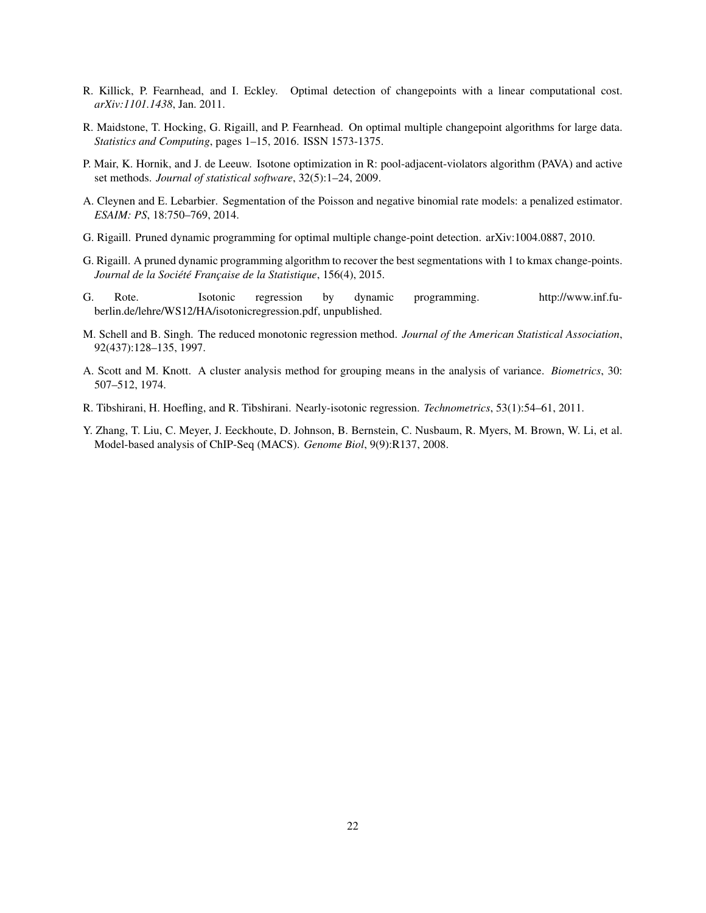R. Killick, P. Fearnhead, and I. Eckley. Optimal detection of changepoints with a linear computational cost. *arXiv:1101.1438*, Jan. 2011.

R. Maidstone, T. Hocking, G. Rigaill, and P. Fearnhead. On optimal multiple changepoint algorithms for large data. *Statistics and Computing*, pages 1–15, 2016. ISSN 1573-1375.

P. Mair, K. Hornik, and J. de Leeuw. Isotone optimization in R: pool-adjacent-violators algorithm (PAVA) and active set methods. *Journal of statistical software*, 32(5):1–24, 2009.

A. Cleynen and E. Lebarbier. Segmentation of the Poisson and negative binomial rate models: a penalized estimator. *ESAIM: PS*, 18:750–769, 2014.

G. Rigaill. Pruned dynamic programming for optimal multiple change-point detection. arXiv:1004.0887, 2010.

G. Rigaill. A pruned dynamic programming algorithm to recover the best segmentations with 1 to kmax change-points. *Journal de la Société Française de la Statistique*, 156(4), 2015.

G. Rote. Isotonic regression by dynamic programming. http://www.inf.fu-berlin.de/lehre/WS12/HA/isotonicregression.pdf, unpublished.

M. Schell and B. Singh. The reduced monotonic regression method. *Journal of the American Statistical Association*, 92(437):128–135, 1997.

A. Scott and M. Knott. A cluster analysis method for grouping means in the analysis of variance. *Biometrics*, 30: 507–512, 1974.

R. Tibshirani, H. Hoefling, and R. Tibshirani. Nearly-isotonic regression. *Technometrics*, 53(1):54–61, 2011.

Y. Zhang, T. Liu, C. Meyer, J. Eeckhoute, D. Johnson, B. Bernstein, C. Nusbaum, R. Myers, M. Brown, W. Li, et al. Model-based analysis of ChIP-Seq (MACS). *Genome Biol*, 9(9):R137, 2008.